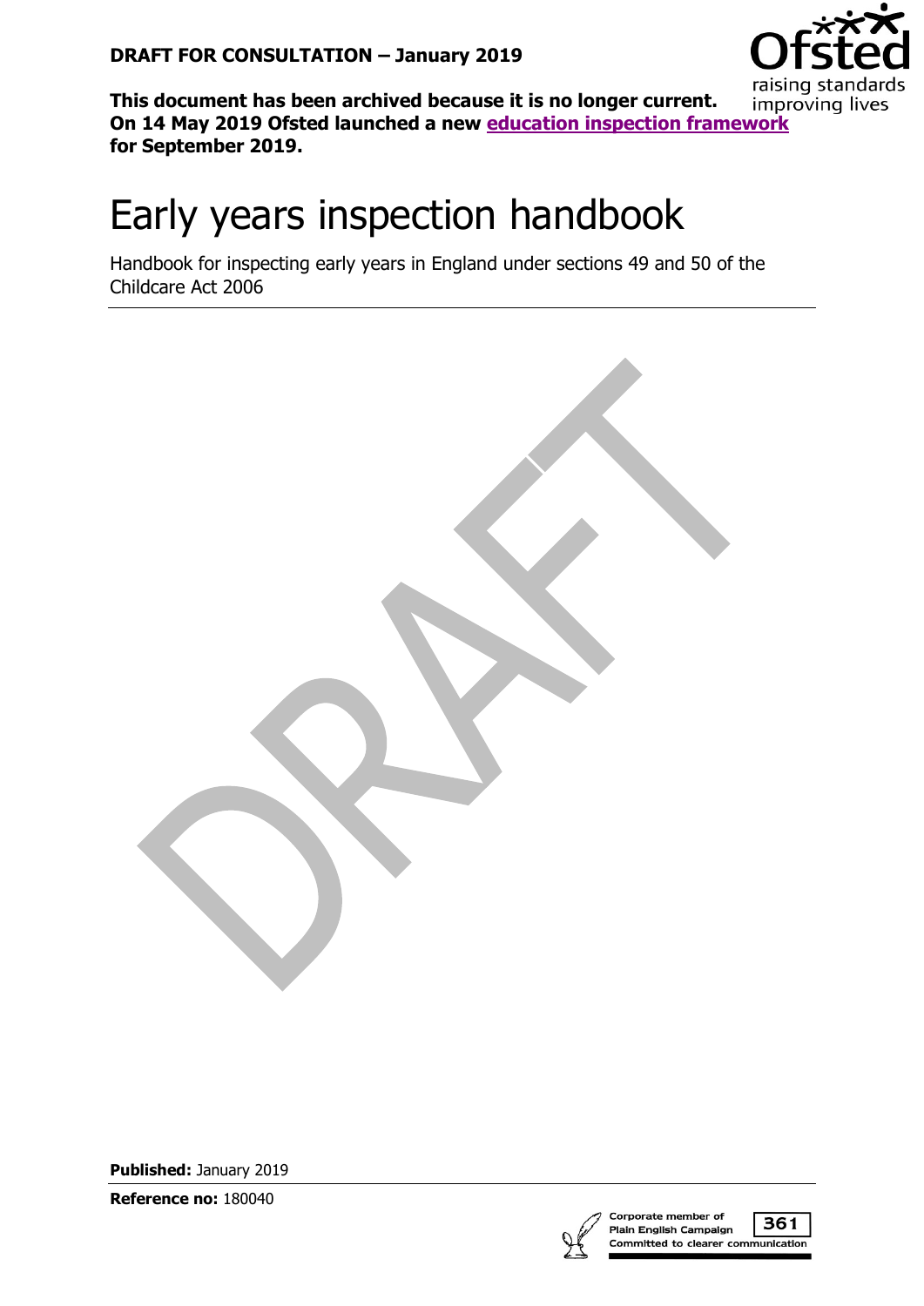**DRAFT FOR CONSULTATION – January 2019**

**This document has been archived because it is no longer current. On 14 May 2019 Ofsted launched a new education inspection framework for September 2019.**

# Early years inspection handbook

Handbook for inspecting early years in England under sections 49 and 50 of the Childcare Act 2006

DRAFT

**Published:** January 2019

**Reference no:** 180040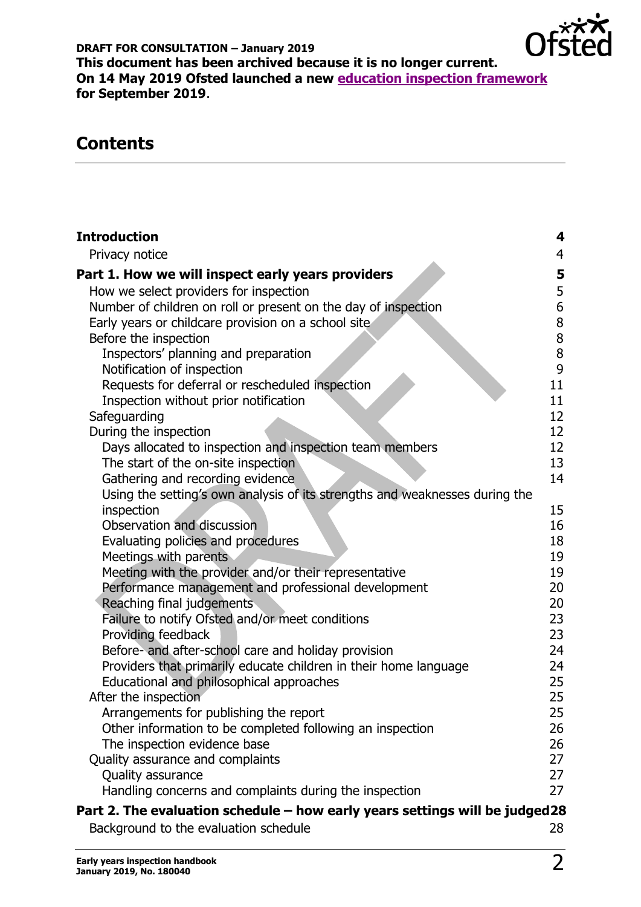**DRAFT FOR CONSULTATION – January 2019**
**This document has been archived because it is no longer current.**
**On 14 May 2019 Ofsted launched a new [education inspection framework](#) for September 2019**.

# Contents

**Introduction** 4
- Privacy notice 4

**Part 1. How we will inspect early years providers** 5
- How we select providers for inspection 5
- Number of children on roll or present on the day of inspection 6
- Early years or childcare provision on a school site 8
- Before the inspection 8
  - Inspectors' planning and preparation 8
  - Notification of inspection 9
  - Requests for deferral or rescheduled inspection 11
  - Inspection without prior notification 11
- Safeguarding 12
- During the inspection 12
  - Days allocated to inspection and inspection team members 12
  - The start of the on-site inspection 13
  - Gathering and recording evidence 14
  - Using the setting's own analysis of its strengths and weaknesses during the inspection 15
  - Observation and discussion 16
  - Evaluating policies and procedures 18
  - Meetings with parents 19
  - Meeting with the provider and/or their representative 19
  - Performance management and professional development 20
  - Reaching final judgements 20
  - Failure to notify Ofsted and/or meet conditions 23
  - Providing feedback 23
  - Before- and after-school care and holiday provision 24
  - Providers that primarily educate children in their home language 24
  - Educational and philosophical approaches 25
- After the inspection 25
  - Arrangements for publishing the report 25
  - Other information to be completed following an inspection 26
  - The inspection evidence base 26
- Quality assurance and complaints 27
  - Quality assurance 27
  - Handling concerns and complaints during the inspection 27

**Part 2. The evaluation schedule – how early years settings will be judged** 28
- Background to the evaluation schedule 28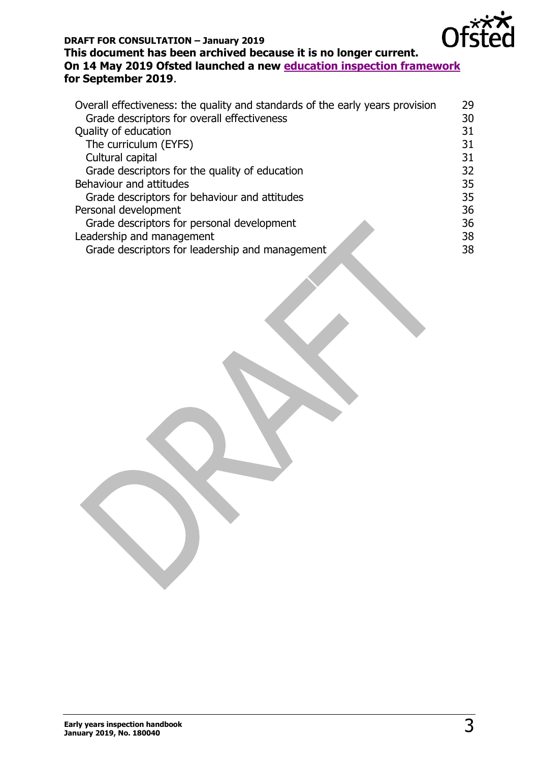DRAFT FOR CONSULTATION – January 2019

**This document has been archived because it is no longer current.**
**On 14 May 2019 Ofsted launched a new education inspection framework for September 2019.**

| | |
|---|---|
| Overall effectiveness: the quality and standards of the early years provision | 29 |
| Grade descriptors for overall effectiveness | 30 |
| Quality of education | 31 |
| The curriculum (EYFS) | 31 |
| Cultural capital | 31 |
| Grade descriptors for the quality of education | 32 |
| Behaviour and attitudes | 35 |
| Grade descriptors for behaviour and attitudes | 35 |
| Personal development | 36 |
| Grade descriptors for personal development | 36 |
| Leadership and management | 38 |
| Grade descriptors for leadership and management | 38 |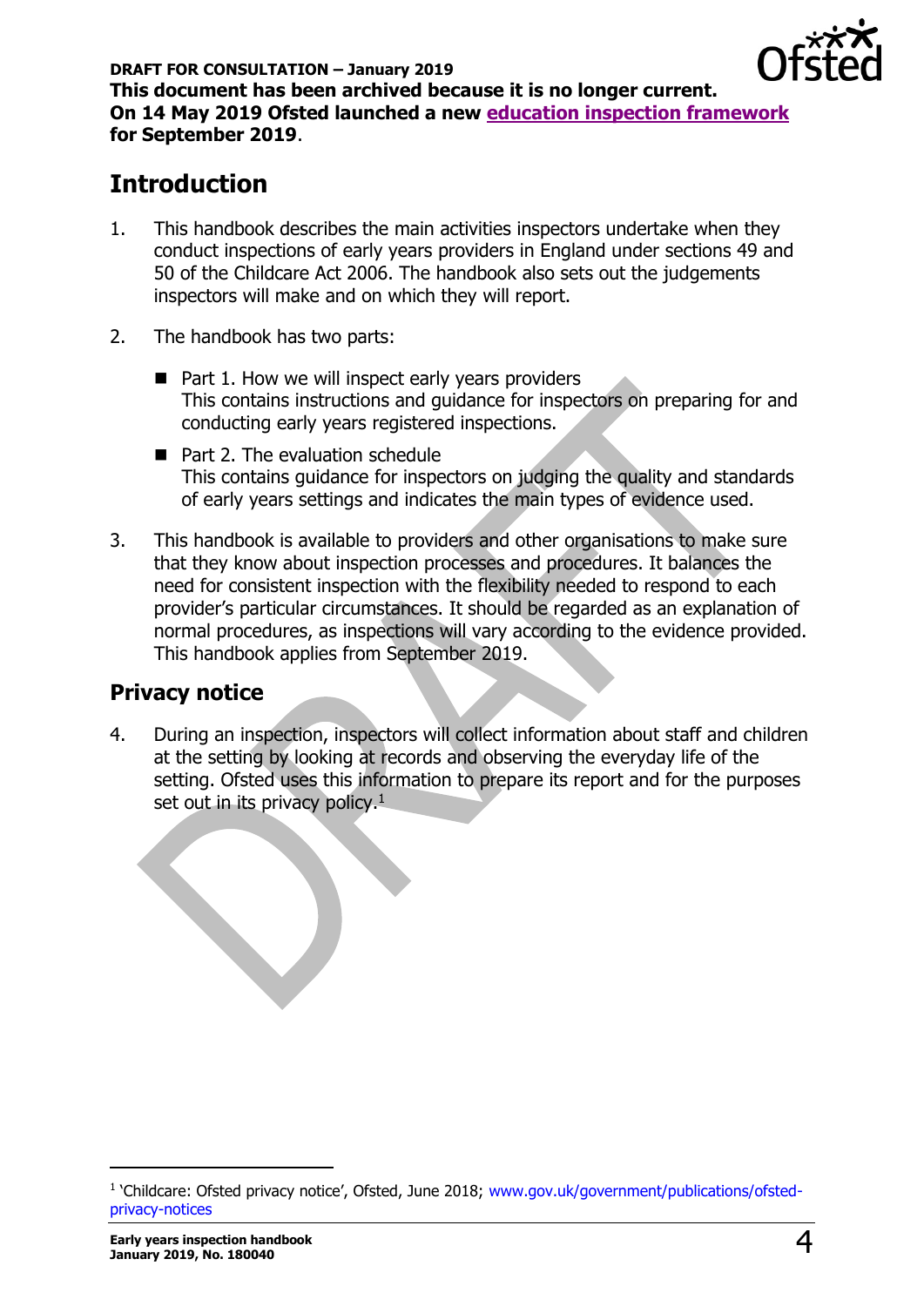**DRAFT FOR CONSULTATION – January 2019**
**This document has been archived because it is no longer current.**
**On 14 May 2019 Ofsted launched a new education inspection framework for September 2019.**

## Introduction

1. This handbook describes the main activities inspectors undertake when they conduct inspections of early years providers in England under sections 49 and 50 of the Childcare Act 2006. The handbook also sets out the judgements inspectors will make and on which they will report.

2. The handbook has two parts:

   - Part 1. How we will inspect early years providers
     This contains instructions and guidance for inspectors on preparing for and conducting early years registered inspections.
   - Part 2. The evaluation schedule
     This contains guidance for inspectors on judging the quality and standards of early years settings and indicates the main types of evidence used.

3. This handbook is available to providers and other organisations to make sure that they know about inspection processes and procedures. It balances the need for consistent inspection with the flexibility needed to respond to each provider's particular circumstances. It should be regarded as an explanation of normal procedures, as inspections will vary according to the evidence provided. This handbook applies from September 2019.

## Privacy notice

4. During an inspection, inspectors will collect information about staff and children at the setting by looking at records and observing the everyday life of the setting. Ofsted uses this information to prepare its report and for the purposes set out in its privacy policy.[1]

[1] 'Childcare: Ofsted privacy notice', Ofsted, June 2018; www.gov.uk/government/publications/ofsted-privacy-notices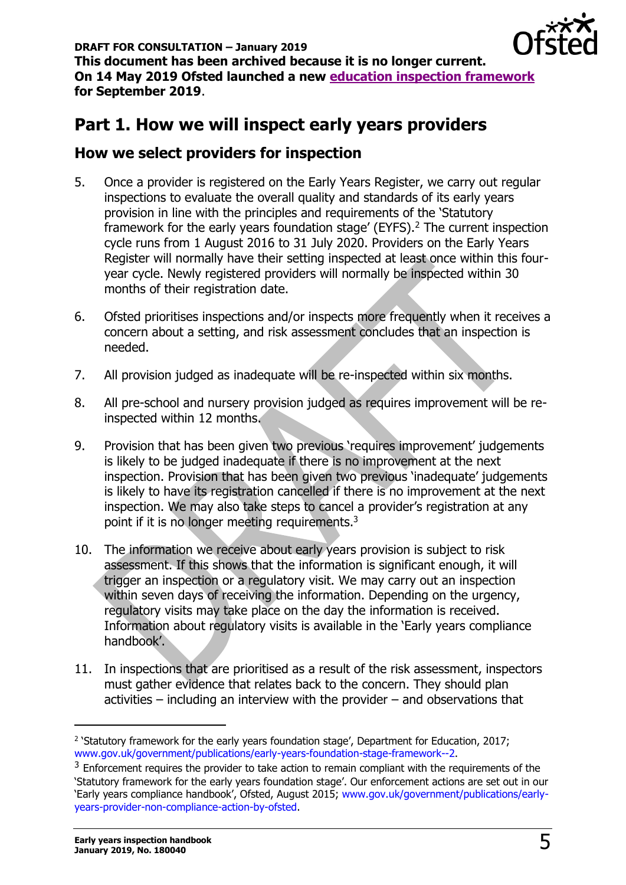**DRAFT FOR CONSULTATION – January 2019**
**This document has been archived because it is no longer current. On 14 May 2019 Ofsted launched a new education inspection framework for September 2019**.

# Part 1. How we will inspect early years providers

## How we select providers for inspection

5. Once a provider is registered on the Early Years Register, we carry out regular inspections to evaluate the overall quality and standards of its early years provision in line with the principles and requirements of the 'Statutory framework for the early years foundation stage' (EYFS).[2] The current inspection cycle runs from 1 August 2016 to 31 July 2020. Providers on the Early Years Register will normally have their setting inspected at least once within this four-year cycle. Newly registered providers will normally be inspected within 30 months of their registration date.

6. Ofsted prioritises inspections and/or inspects more frequently when it receives a concern about a setting, and risk assessment concludes that an inspection is needed.

7. All provision judged as inadequate will be re-inspected within six months.

8. All pre-school and nursery provision judged as requires improvement will be re-inspected within 12 months.

9. Provision that has been given two previous 'requires improvement' judgements is likely to be judged inadequate if there is no improvement at the next inspection. Provision that has been given two previous 'inadequate' judgements is likely to have its registration cancelled if there is no improvement at the next inspection. We may also take steps to cancel a provider's registration at any point if it is no longer meeting requirements.[3]

10. The information we receive about early years provision is subject to risk assessment. If this shows that the information is significant enough, it will trigger an inspection or a regulatory visit. We may carry out an inspection within seven days of receiving the information. Depending on the urgency, regulatory visits may take place on the day the information is received. Information about regulatory visits is available in the 'Early years compliance handbook'.

11. In inspections that are prioritised as a result of the risk assessment, inspectors must gather evidence that relates back to the concern. They should plan activities – including an interview with the provider – and observations that

---

[2] 'Statutory framework for the early years foundation stage', Department for Education, 2017; www.gov.uk/government/publications/early-years-foundation-stage-framework--2.

[3] Enforcement requires the provider to take action to remain compliant with the requirements of the 'Statutory framework for the early years foundation stage'. Our enforcement actions are set out in our 'Early years compliance handbook', Ofsted, August 2015; www.gov.uk/government/publications/early-years-provider-non-compliance-action-by-ofsted.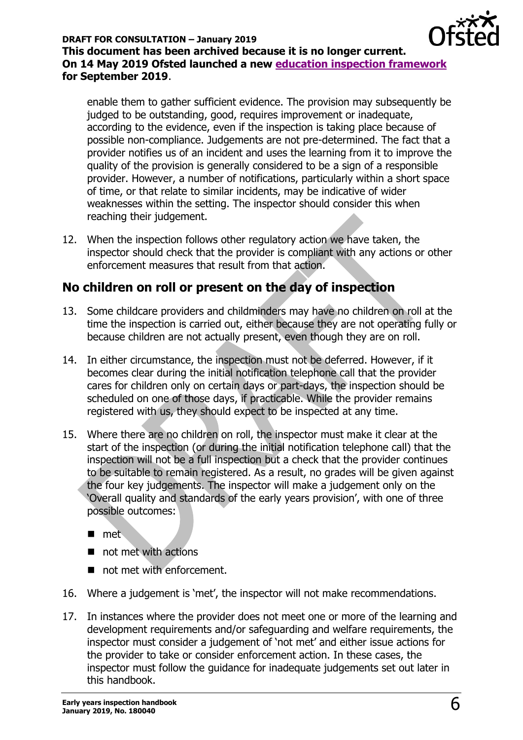enable them to gather sufficient evidence. The provision may subsequently be judged to be outstanding, good, requires improvement or inadequate, according to the evidence, even if the inspection is taking place because of possible non-compliance. Judgements are not pre-determined. The fact that a provider notifies us of an incident and uses the learning from it to improve the quality of the provision is generally considered to be a sign of a responsible provider. However, a number of notifications, particularly within a short space of time, or that relate to similar incidents, may be indicative of wider weaknesses within the setting. The inspector should consider this when reaching their judgement.

12. When the inspection follows other regulatory action we have taken, the inspector should check that the provider is compliant with any actions or other enforcement measures that result from that action.

## No children on roll or present on the day of inspection

13. Some childcare providers and childminders may have no children on roll at the time the inspection is carried out, either because they are not operating fully or because children are not actually present, even though they are on roll.

14. In either circumstance, the inspection must not be deferred. However, if it becomes clear during the initial notification telephone call that the provider cares for children only on certain days or part-days, the inspection should be scheduled on one of those days, if practicable. While the provider remains registered with us, they should expect to be inspected at any time.

15. Where there are no children on roll, the inspector must make it clear at the start of the inspection (or during the initial notification telephone call) that the inspection will not be a full inspection but a check that the provider continues to be suitable to remain registered. As a result, no grades will be given against the four key judgements. The inspector will make a judgement only on the 'Overall quality and standards of the early years provision', with one of three possible outcomes:

    - met
    - not met with actions
    - not met with enforcement.

16. Where a judgement is 'met', the inspector will not make recommendations.

17. In instances where the provider does not meet one or more of the learning and development requirements and/or safeguarding and welfare requirements, the inspector must consider a judgement of 'not met' and either issue actions for the provider to take or consider enforcement action. In these cases, the inspector must follow the guidance for inadequate judgements set out later in this handbook.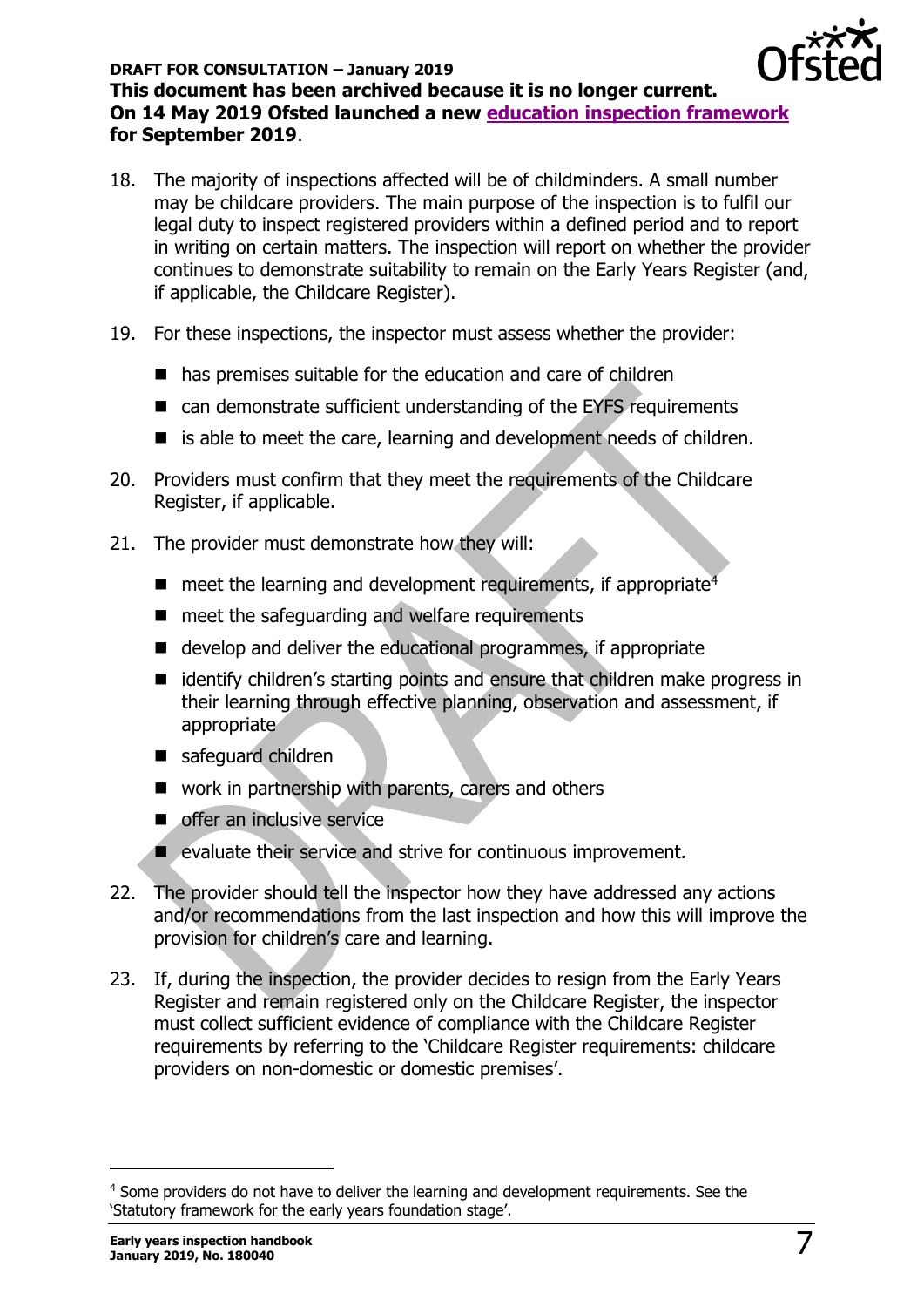18. The majority of inspections affected will be of childminders. A small number may be childcare providers. The main purpose of the inspection is to fulfil our legal duty to inspect registered providers within a defined period and to report in writing on certain matters. The inspection will report on whether the provider continues to demonstrate suitability to remain on the Early Years Register (and, if applicable, the Childcare Register).

19. For these inspections, the inspector must assess whether the provider:

    - has premises suitable for the education and care of children
    - can demonstrate sufficient understanding of the EYFS requirements
    - is able to meet the care, learning and development needs of children.

20. Providers must confirm that they meet the requirements of the Childcare Register, if applicable.

21. The provider must demonstrate how they will:

    - meet the learning and development requirements, if appropriate[4]
    - meet the safeguarding and welfare requirements
    - develop and deliver the educational programmes, if appropriate
    - identify children's starting points and ensure that children make progress in their learning through effective planning, observation and assessment, if appropriate
    - safeguard children
    - work in partnership with parents, carers and others
    - offer an inclusive service
    - evaluate their service and strive for continuous improvement.

22. The provider should tell the inspector how they have addressed any actions and/or recommendations from the last inspection and how this will improve the provision for children's care and learning.

23. If, during the inspection, the provider decides to resign from the Early Years Register and remain registered only on the Childcare Register, the inspector must collect sufficient evidence of compliance with the Childcare Register requirements by referring to the 'Childcare Register requirements: childcare providers on non-domestic or domestic premises'.

---

[4] Some providers do not have to deliver the learning and development requirements. See the 'Statutory framework for the early years foundation stage'.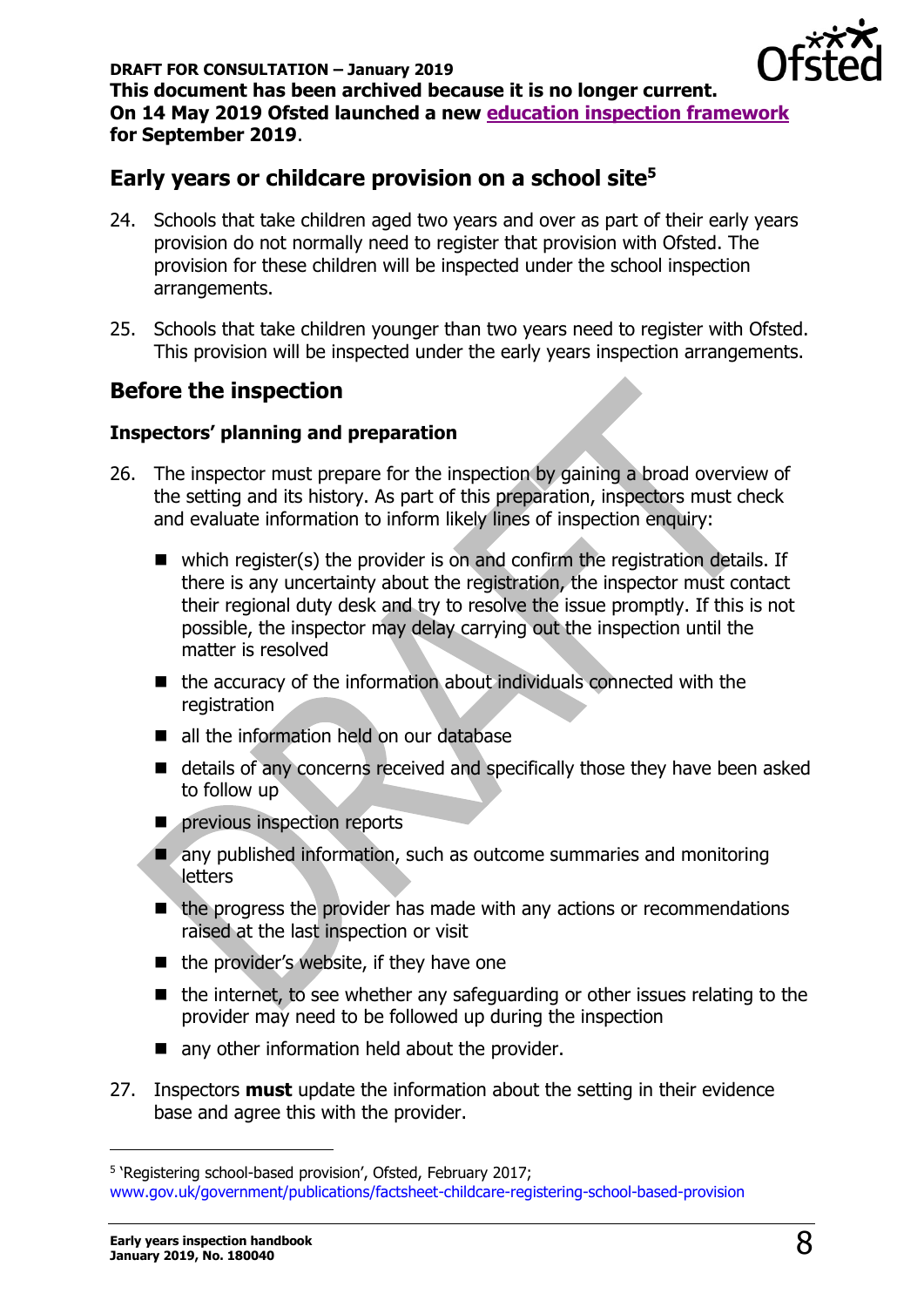**DRAFT FOR CONSULTATION – January 2019**
**This document has been archived because it is no longer current. On 14 May 2019 Ofsted launched a new education inspection framework for September 2019.**

## Early years or childcare provision on a school site[5]

24. Schools that take children aged two years and over as part of their early years provision do not normally need to register that provision with Ofsted. The provision for these children will be inspected under the school inspection arrangements.

25. Schools that take children younger than two years need to register with Ofsted. This provision will be inspected under the early years inspection arrangements.

## Before the inspection

### Inspectors' planning and preparation

26. The inspector must prepare for the inspection by gaining a broad overview of the setting and its history. As part of this preparation, inspectors must check and evaluate information to inform likely lines of inspection enquiry:

    - which register(s) the provider is on and confirm the registration details. If there is any uncertainty about the registration, the inspector must contact their regional duty desk and try to resolve the issue promptly. If this is not possible, the inspector may delay carrying out the inspection until the matter is resolved
    - the accuracy of the information about individuals connected with the registration
    - all the information held on our database
    - details of any concerns received and specifically those they have been asked to follow up
    - previous inspection reports
    - any published information, such as outcome summaries and monitoring letters
    - the progress the provider has made with any actions or recommendations raised at the last inspection or visit
    - the provider's website, if they have one
    - the internet, to see whether any safeguarding or other issues relating to the provider may need to be followed up during the inspection
    - any other information held about the provider.

27. Inspectors **must** update the information about the setting in their evidence base and agree this with the provider.

---

[5] 'Registering school-based provision', Ofsted, February 2017; www.gov.uk/government/publications/factsheet-childcare-registering-school-based-provision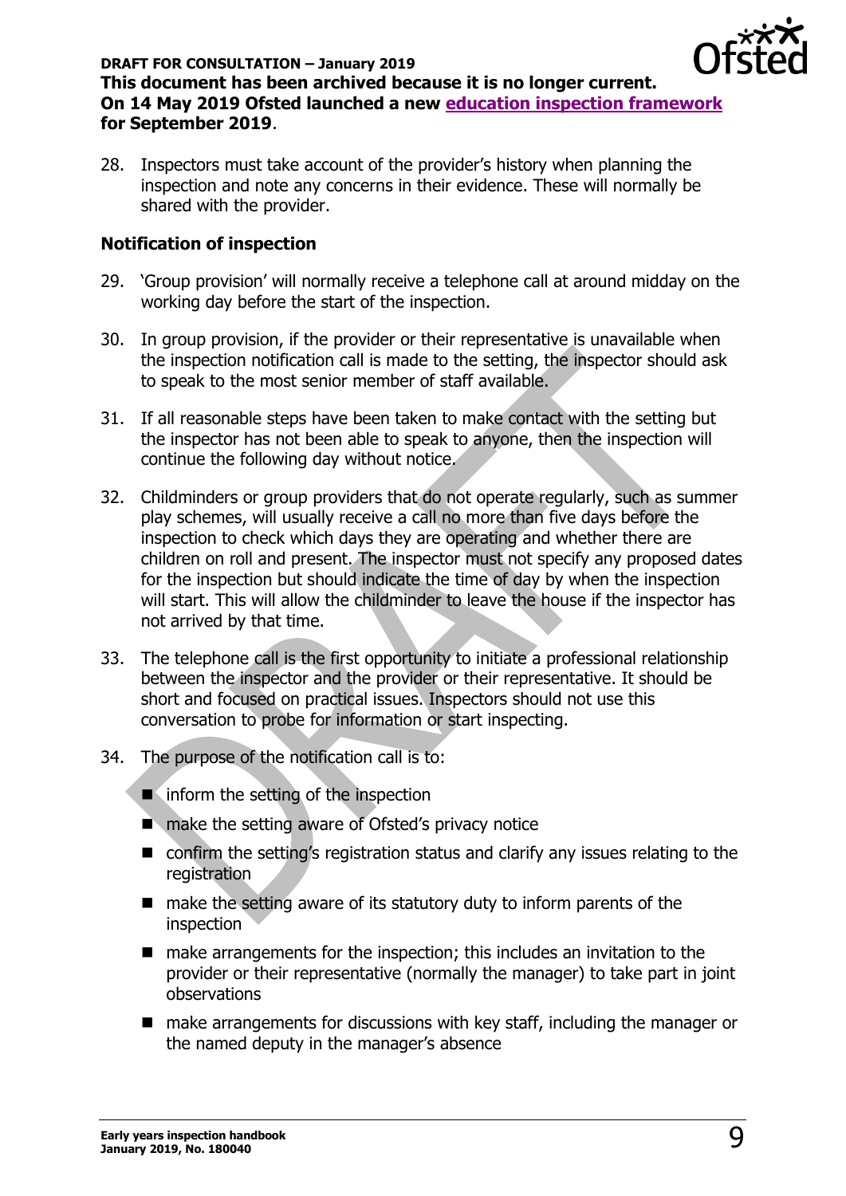28. Inspectors must take account of the provider's history when planning the inspection and note any concerns in their evidence. These will normally be shared with the provider.

### Notification of inspection

29. 'Group provision' will normally receive a telephone call at around midday on the working day before the start of the inspection.

30. In group provision, if the provider or their representative is unavailable when the inspection notification call is made to the setting, the inspector should ask to speak to the most senior member of staff available.

31. If all reasonable steps have been taken to make contact with the setting but the inspector has not been able to speak to anyone, then the inspection will continue the following day without notice.

32. Childminders or group providers that do not operate regularly, such as summer play schemes, will usually receive a call no more than five days before the inspection to check which days they are operating and whether there are children on roll and present. The inspector must not specify any proposed dates for the inspection but should indicate the time of day by when the inspection will start. This will allow the childminder to leave the house if the inspector has not arrived by that time.

33. The telephone call is the first opportunity to initiate a professional relationship between the inspector and the provider or their representative. It should be short and focused on practical issues. Inspectors should not use this conversation to probe for information or start inspecting.

34. The purpose of the notification call is to:

- inform the setting of the inspection
- make the setting aware of Ofsted's privacy notice
- confirm the setting's registration status and clarify any issues relating to the registration
- make the setting aware of its statutory duty to inform parents of the inspection
- make arrangements for the inspection; this includes an invitation to the provider or their representative (normally the manager) to take part in joint observations
- make arrangements for discussions with key staff, including the manager or the named deputy in the manager's absence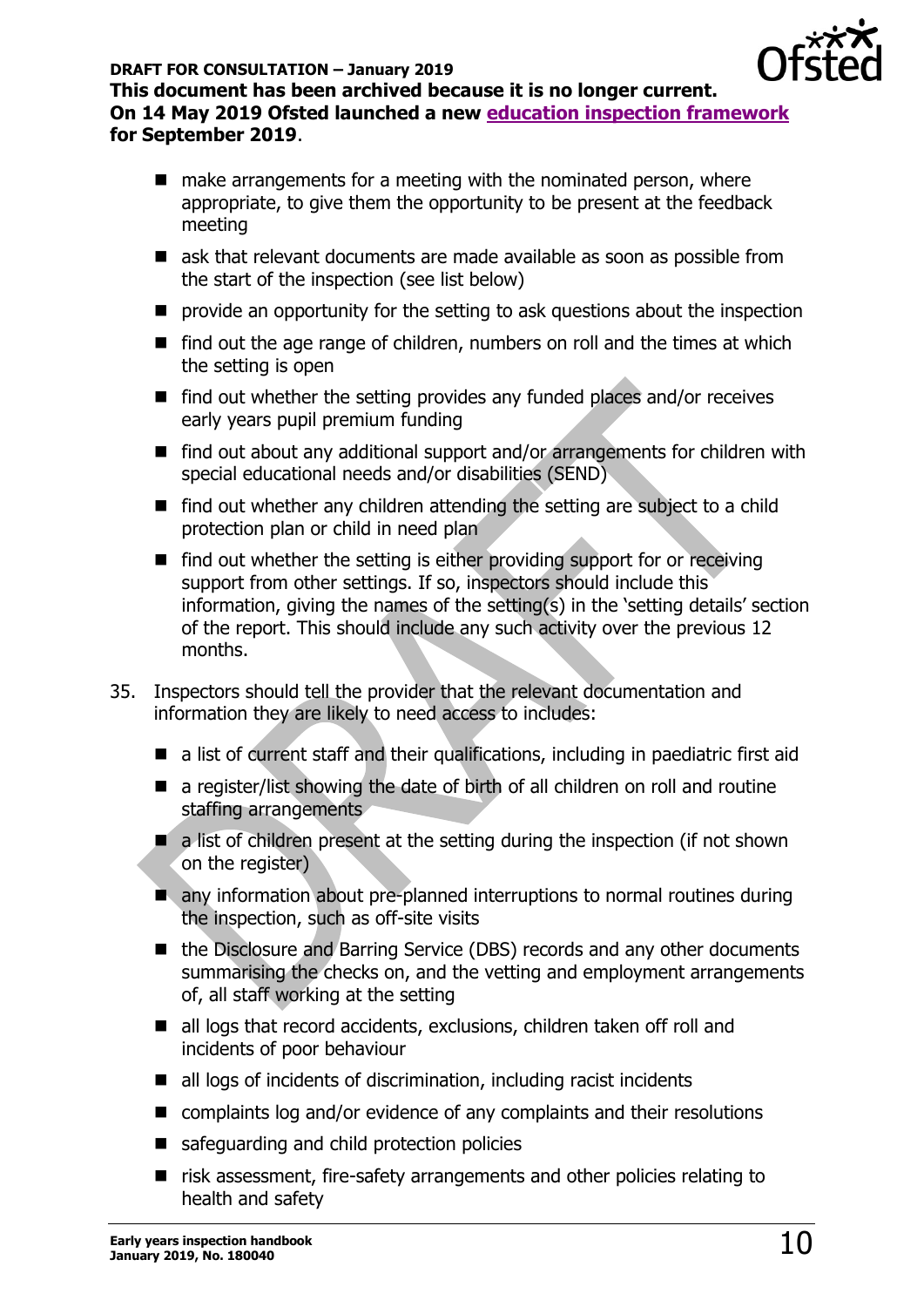- make arrangements for a meeting with the nominated person, where appropriate, to give them the opportunity to be present at the feedback meeting
- ask that relevant documents are made available as soon as possible from the start of the inspection (see list below)
- provide an opportunity for the setting to ask questions about the inspection
- find out the age range of children, numbers on roll and the times at which the setting is open
- find out whether the setting provides any funded places and/or receives early years pupil premium funding
- find out about any additional support and/or arrangements for children with special educational needs and/or disabilities (SEND)
- find out whether any children attending the setting are subject to a child protection plan or child in need plan
- find out whether the setting is either providing support for or receiving support from other settings. If so, inspectors should include this information, giving the names of the setting(s) in the 'setting details' section of the report. This should include any such activity over the previous 12 months.

35. Inspectors should tell the provider that the relevant documentation and information they are likely to need access to includes:

- a list of current staff and their qualifications, including in paediatric first aid
- a register/list showing the date of birth of all children on roll and routine staffing arrangements
- a list of children present at the setting during the inspection (if not shown on the register)
- any information about pre-planned interruptions to normal routines during the inspection, such as off-site visits
- the Disclosure and Barring Service (DBS) records and any other documents summarising the checks on, and the vetting and employment arrangements of, all staff working at the setting
- all logs that record accidents, exclusions, children taken off roll and incidents of poor behaviour
- all logs of incidents of discrimination, including racist incidents
- complaints log and/or evidence of any complaints and their resolutions
- safeguarding and child protection policies
- risk assessment, fire-safety arrangements and other policies relating to health and safety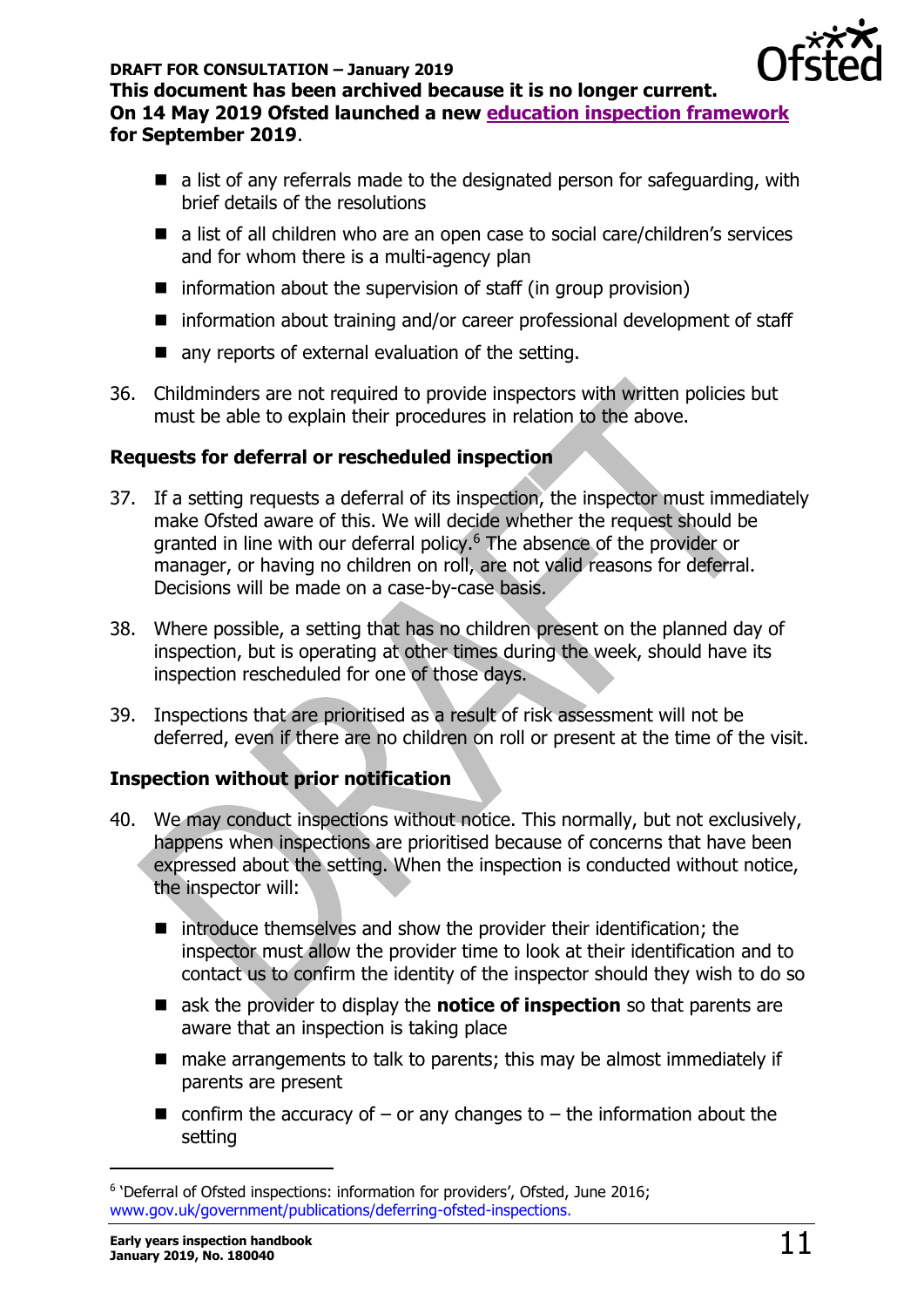- a list of any referrals made to the designated person for safeguarding, with brief details of the resolutions
- a list of all children who are an open case to social care/children's services and for whom there is a multi-agency plan
- information about the supervision of staff (in group provision)
- information about training and/or career professional development of staff
- any reports of external evaluation of the setting.

36. Childminders are not required to provide inspectors with written policies but must be able to explain their procedures in relation to the above.

**Requests for deferral or rescheduled inspection**

37. If a setting requests a deferral of its inspection, the inspector must immediately make Ofsted aware of this. We will decide whether the request should be granted in line with our deferral policy.[6] The absence of the provider or manager, or having no children on roll, are not valid reasons for deferral. Decisions will be made on a case-by-case basis.

38. Where possible, a setting that has no children present on the planned day of inspection, but is operating at other times during the week, should have its inspection rescheduled for one of those days.

39. Inspections that are prioritised as a result of risk assessment will not be deferred, even if there are no children on roll or present at the time of the visit.

**Inspection without prior notification**

40. We may conduct inspections without notice. This normally, but not exclusively, happens when inspections are prioritised because of concerns that have been expressed about the setting. When the inspection is conducted without notice, the inspector will:

    - introduce themselves and show the provider their identification; the inspector must allow the provider time to look at their identification and to contact us to confirm the identity of the inspector should they wish to do so
    - ask the provider to display the **notice of inspection** so that parents are aware that an inspection is taking place
    - make arrangements to talk to parents; this may be almost immediately if parents are present
    - confirm the accuracy of – or any changes to – the information about the setting

[6] 'Deferral of Ofsted inspections: information for providers', Ofsted, June 2016; www.gov.uk/government/publications/deferring-ofsted-inspections.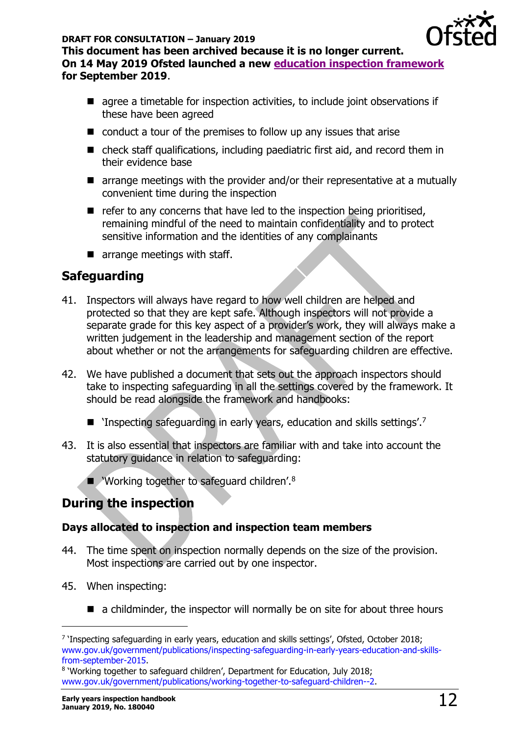- agree a timetable for inspection activities, to include joint observations if these have been agreed
- conduct a tour of the premises to follow up any issues that arise
- check staff qualifications, including paediatric first aid, and record them in their evidence base
- arrange meetings with the provider and/or their representative at a mutually convenient time during the inspection
- refer to any concerns that have led to the inspection being prioritised, remaining mindful of the need to maintain confidentiality and to protect sensitive information and the identities of any complainants
- arrange meetings with staff.

## Safeguarding

41. Inspectors will always have regard to how well children are helped and protected so that they are kept safe. Although inspectors will not provide a separate grade for this key aspect of a provider's work, they will always make a written judgement in the leadership and management section of the report about whether or not the arrangements for safeguarding children are effective.

42. We have published a document that sets out the approach inspectors should take to inspecting safeguarding in all the settings covered by the framework. It should be read alongside the framework and handbooks:

    - 'Inspecting safeguarding in early years, education and skills settings'.[7]

43. It is also essential that inspectors are familiar with and take into account the statutory guidance in relation to safeguarding:

    - 'Working together to safeguard children'.[8]

## During the inspection

### Days allocated to inspection and inspection team members

44. The time spent on inspection normally depends on the size of the provision. Most inspections are carried out by one inspector.

45. When inspecting:

    - a childminder, the inspector will normally be on site for about three hours

---

[7] 'Inspecting safeguarding in early years, education and skills settings', Ofsted, October 2018; www.gov.uk/government/publications/inspecting-safeguarding-in-early-years-education-and-skills-from-september-2015.

[8] 'Working together to safeguard children', Department for Education, July 2018; www.gov.uk/government/publications/working-together-to-safeguard-children--2.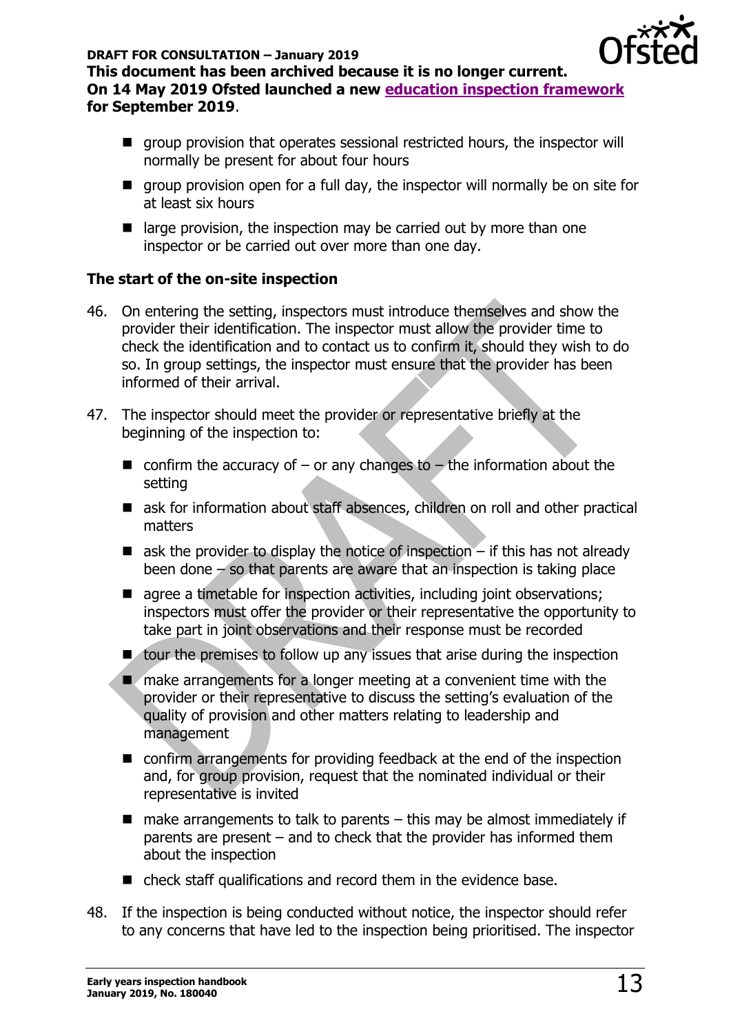- group provision that operates sessional restricted hours, the inspector will normally be present for about four hours
- group provision open for a full day, the inspector will normally be on site for at least six hours
- large provision, the inspection may be carried out by more than one inspector or be carried out over more than one day.

### The start of the on-site inspection

46. On entering the setting, inspectors must introduce themselves and show the provider their identification. The inspector must allow the provider time to check the identification and to contact us to confirm it, should they wish to do so. In group settings, the inspector must ensure that the provider has been informed of their arrival.

47. The inspector should meet the provider or representative briefly at the beginning of the inspection to:

    - confirm the accuracy of – or any changes to – the information about the setting
    - ask for information about staff absences, children on roll and other practical matters
    - ask the provider to display the notice of inspection – if this has not already been done – so that parents are aware that an inspection is taking place
    - agree a timetable for inspection activities, including joint observations; inspectors must offer the provider or their representative the opportunity to take part in joint observations and their response must be recorded
    - tour the premises to follow up any issues that arise during the inspection
    - make arrangements for a longer meeting at a convenient time with the provider or their representative to discuss the setting's evaluation of the quality of provision and other matters relating to leadership and management
    - confirm arrangements for providing feedback at the end of the inspection and, for group provision, request that the nominated individual or their representative is invited
    - make arrangements to talk to parents – this may be almost immediately if parents are present – and to check that the provider has informed them about the inspection
    - check staff qualifications and record them in the evidence base.

48. If the inspection is being conducted without notice, the inspector should refer to any concerns that have led to the inspection being prioritised. The inspector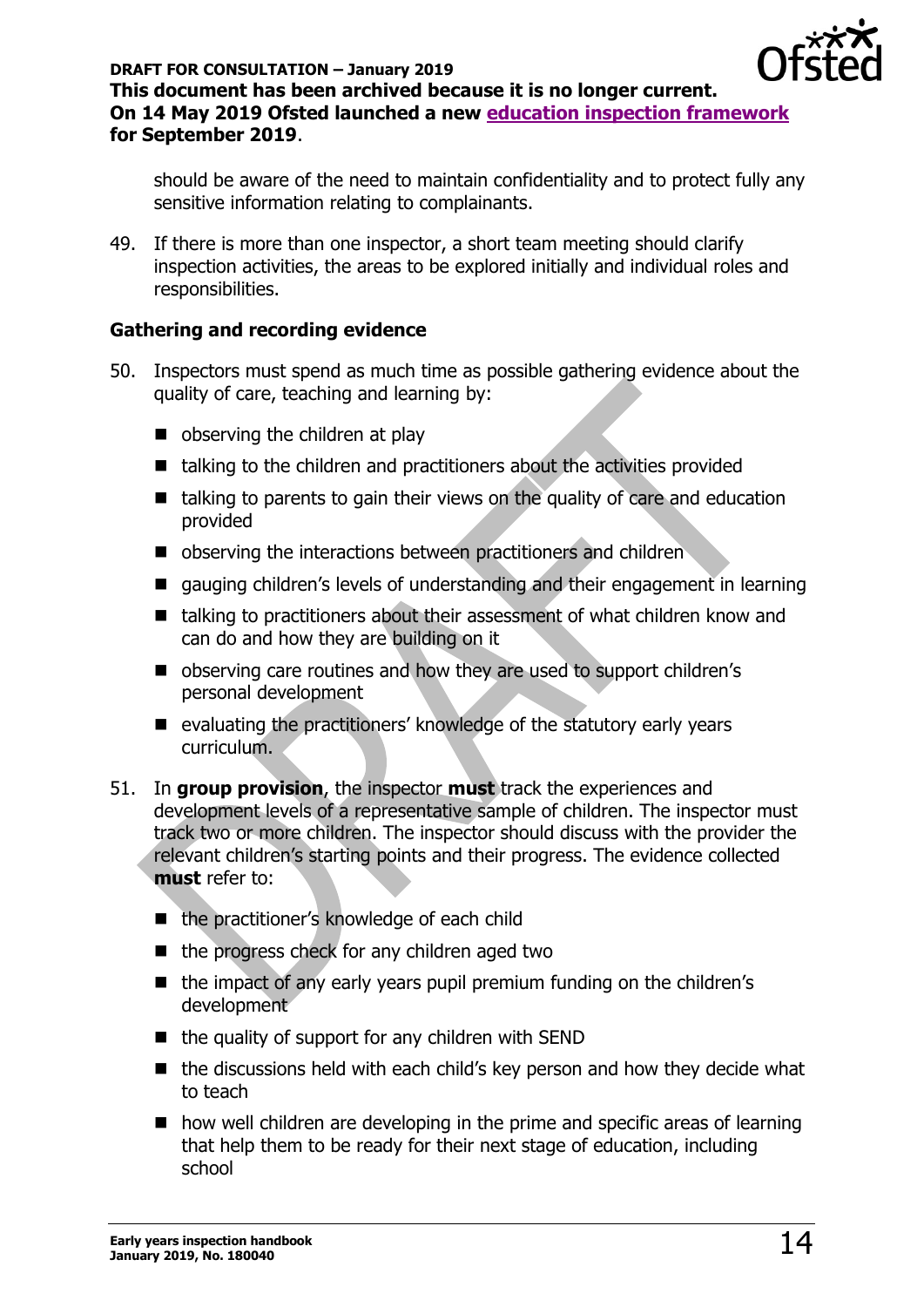should be aware of the need to maintain confidentiality and to protect fully any sensitive information relating to complainants.

49. If there is more than one inspector, a short team meeting should clarify inspection activities, the areas to be explored initially and individual roles and responsibilities.

### Gathering and recording evidence

50. Inspectors must spend as much time as possible gathering evidence about the quality of care, teaching and learning by:
    - observing the children at play
    - talking to the children and practitioners about the activities provided
    - talking to parents to gain their views on the quality of care and education provided
    - observing the interactions between practitioners and children
    - gauging children's levels of understanding and their engagement in learning
    - talking to practitioners about their assessment of what children know and can do and how they are building on it
    - observing care routines and how they are used to support children's personal development
    - evaluating the practitioners' knowledge of the statutory early years curriculum.

51. In **group provision**, the inspector **must** track the experiences and development levels of a representative sample of children. The inspector must track two or more children. The inspector should discuss with the provider the relevant children's starting points and their progress. The evidence collected **must** refer to:
    - the practitioner's knowledge of each child
    - the progress check for any children aged two
    - the impact of any early years pupil premium funding on the children's development
    - the quality of support for any children with SEND
    - the discussions held with each child's key person and how they decide what to teach
    - how well children are developing in the prime and specific areas of learning that help them to be ready for their next stage of education, including school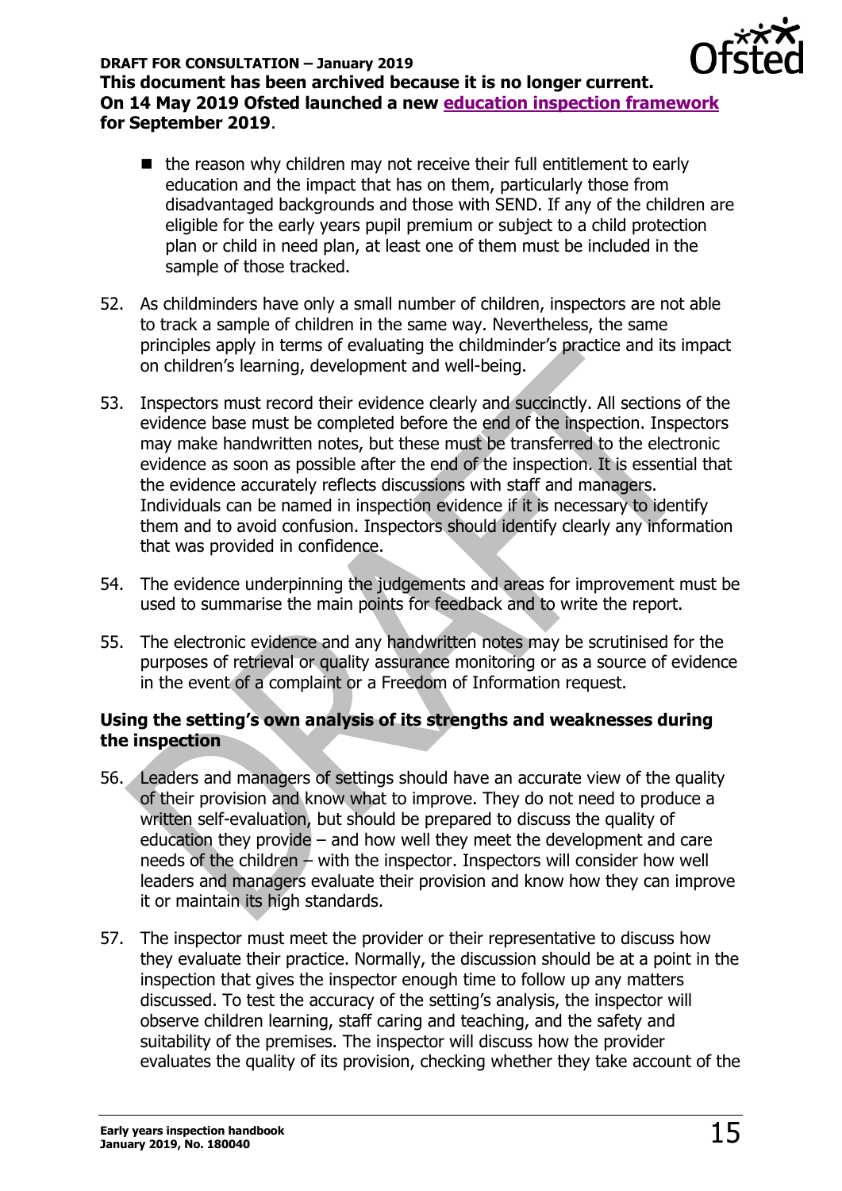- the reason why children may not receive their full entitlement to early education and the impact that has on them, particularly those from disadvantaged backgrounds and those with SEND. If any of the children are eligible for the early years pupil premium or subject to a child protection plan or child in need plan, at least one of them must be included in the sample of those tracked.

52. As childminders have only a small number of children, inspectors are not able to track a sample of children in the same way. Nevertheless, the same principles apply in terms of evaluating the childminder's practice and its impact on children's learning, development and well-being.

53. Inspectors must record their evidence clearly and succinctly. All sections of the evidence base must be completed before the end of the inspection. Inspectors may make handwritten notes, but these must be transferred to the electronic evidence as soon as possible after the end of the inspection. It is essential that the evidence accurately reflects discussions with staff and managers. Individuals can be named in inspection evidence if it is necessary to identify them and to avoid confusion. Inspectors should identify clearly any information that was provided in confidence.

54. The evidence underpinning the judgements and areas for improvement must be used to summarise the main points for feedback and to write the report.

55. The electronic evidence and any handwritten notes may be scrutinised for the purposes of retrieval or quality assurance monitoring or as a source of evidence in the event of a complaint or a Freedom of Information request.

### Using the setting's own analysis of its strengths and weaknesses during the inspection

56. Leaders and managers of settings should have an accurate view of the quality of their provision and know what to improve. They do not need to produce a written self-evaluation, but should be prepared to discuss the quality of education they provide – and how well they meet the development and care needs of the children – with the inspector. Inspectors will consider how well leaders and managers evaluate their provision and know how they can improve it or maintain its high standards.

57. The inspector must meet the provider or their representative to discuss how they evaluate their practice. Normally, the discussion should be at a point in the inspection that gives the inspector enough time to follow up any matters discussed. To test the accuracy of the setting's analysis, the inspector will observe children learning, staff caring and teaching, and the safety and suitability of the premises. The inspector will discuss how the provider evaluates the quality of its provision, checking whether they take account of the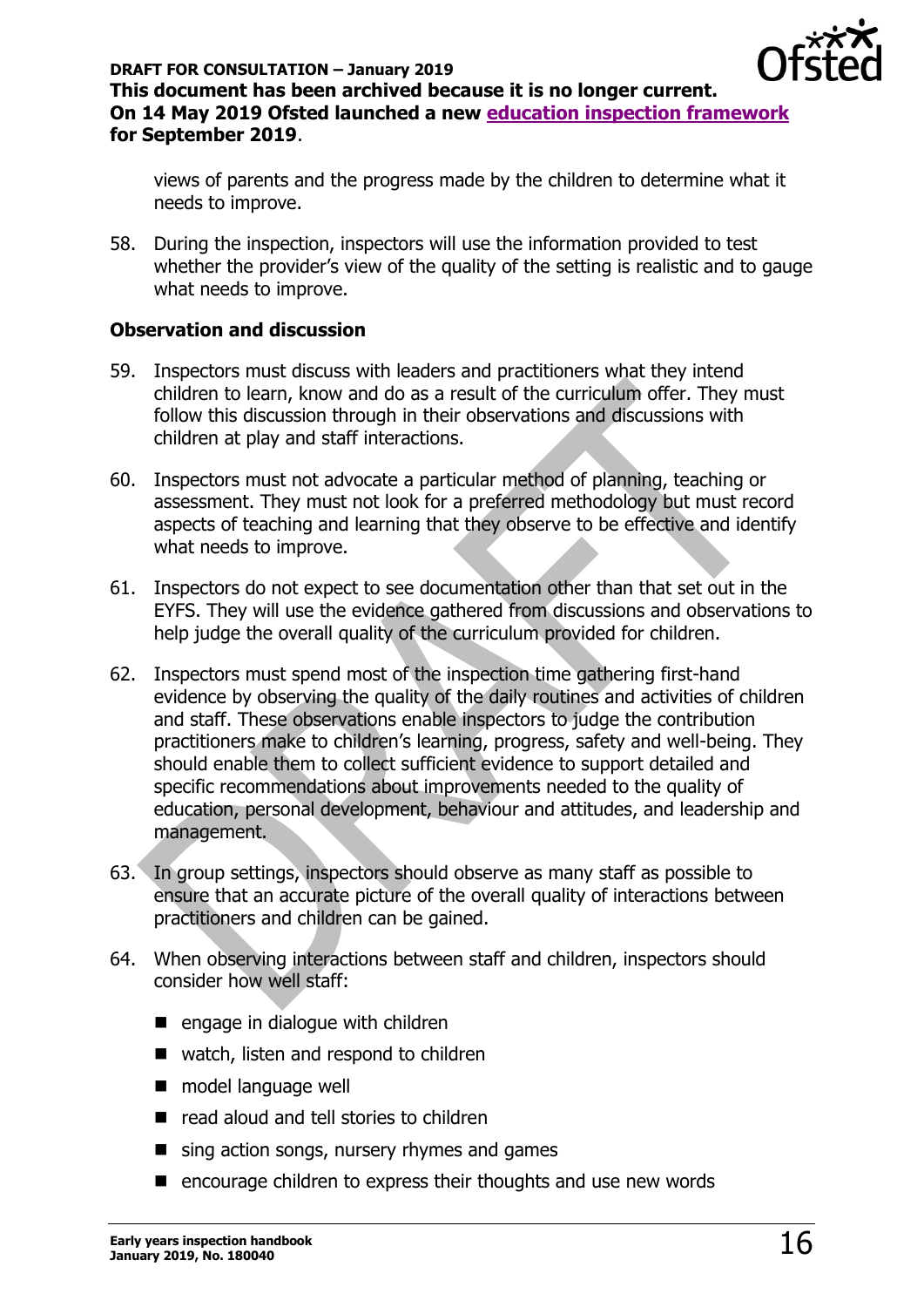views of parents and the progress made by the children to determine what it needs to improve.

58. During the inspection, inspectors will use the information provided to test whether the provider's view of the quality of the setting is realistic and to gauge what needs to improve.

**Observation and discussion**

59. Inspectors must discuss with leaders and practitioners what they intend children to learn, know and do as a result of the curriculum offer. They must follow this discussion through in their observations and discussions with children at play and staff interactions.

60. Inspectors must not advocate a particular method of planning, teaching or assessment. They must not look for a preferred methodology but must record aspects of teaching and learning that they observe to be effective and identify what needs to improve.

61. Inspectors do not expect to see documentation other than that set out in the EYFS. They will use the evidence gathered from discussions and observations to help judge the overall quality of the curriculum provided for children.

62. Inspectors must spend most of the inspection time gathering first-hand evidence by observing the quality of the daily routines and activities of children and staff. These observations enable inspectors to judge the contribution practitioners make to children's learning, progress, safety and well-being. They should enable them to collect sufficient evidence to support detailed and specific recommendations about improvements needed to the quality of education, personal development, behaviour and attitudes, and leadership and management.

63. In group settings, inspectors should observe as many staff as possible to ensure that an accurate picture of the overall quality of interactions between practitioners and children can be gained.

64. When observing interactions between staff and children, inspectors should consider how well staff:

    - engage in dialogue with children
    - watch, listen and respond to children
    - model language well
    - read aloud and tell stories to children
    - sing action songs, nursery rhymes and games
    - encourage children to express their thoughts and use new words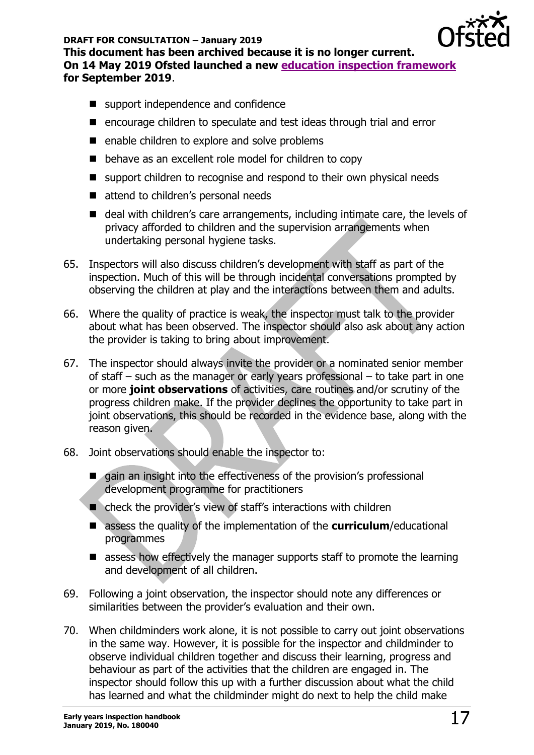- support independence and confidence
- encourage children to speculate and test ideas through trial and error
- enable children to explore and solve problems
- behave as an excellent role model for children to copy
- support children to recognise and respond to their own physical needs
- attend to children's personal needs
- deal with children's care arrangements, including intimate care, the levels of privacy afforded to children and the supervision arrangements when undertaking personal hygiene tasks.

65. Inspectors will also discuss children's development with staff as part of the inspection. Much of this will be through incidental conversations prompted by observing the children at play and the interactions between them and adults.

66. Where the quality of practice is weak, the inspector must talk to the provider about what has been observed. The inspector should also ask about any action the provider is taking to bring about improvement.

67. The inspector should always invite the provider or a nominated senior member of staff – such as the manager or early years professional – to take part in one or more **joint observations** of activities, care routines and/or scrutiny of the progress children make. If the provider declines the opportunity to take part in joint observations, this should be recorded in the evidence base, along with the reason given.

68. Joint observations should enable the inspector to:

    - gain an insight into the effectiveness of the provision's professional development programme for practitioners
    - check the provider's view of staff's interactions with children
    - assess the quality of the implementation of the **curriculum**/educational programmes
    - assess how effectively the manager supports staff to promote the learning and development of all children.

69. Following a joint observation, the inspector should note any differences or similarities between the provider's evaluation and their own.

70. When childminders work alone, it is not possible to carry out joint observations in the same way. However, it is possible for the inspector and childminder to observe individual children together and discuss their learning, progress and behaviour as part of the activities that the children are engaged in. The inspector should follow this up with a further discussion about what the child has learned and what the childminder might do next to help the child make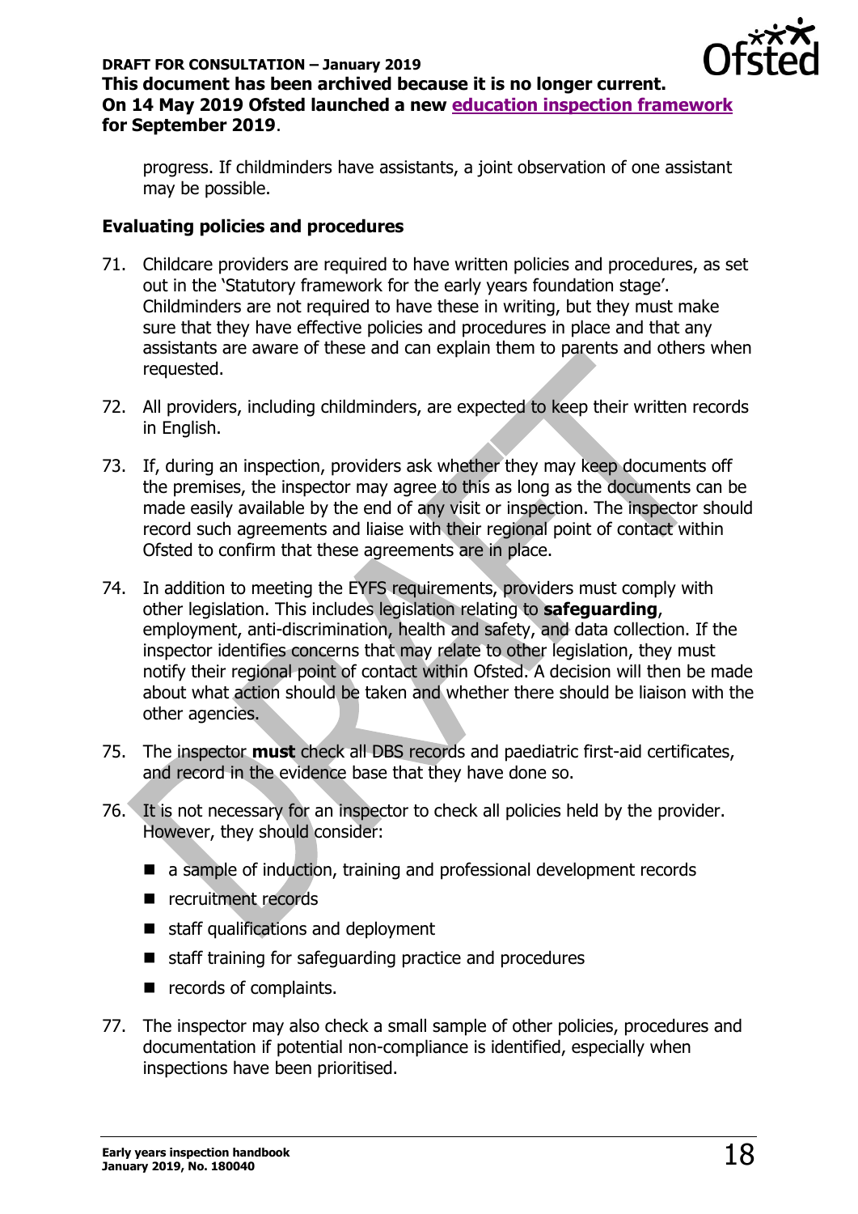progress. If childminders have assistants, a joint observation of one assistant may be possible.

### Evaluating policies and procedures

71. Childcare providers are required to have written policies and procedures, as set out in the 'Statutory framework for the early years foundation stage'. Childminders are not required to have these in writing, but they must make sure that they have effective policies and procedures in place and that any assistants are aware of these and can explain them to parents and others when requested.

72. All providers, including childminders, are expected to keep their written records in English.

73. If, during an inspection, providers ask whether they may keep documents off the premises, the inspector may agree to this as long as the documents can be made easily available by the end of any visit or inspection. The inspector should record such agreements and liaise with their regional point of contact within Ofsted to confirm that these agreements are in place.

74. In addition to meeting the EYFS requirements, providers must comply with other legislation. This includes legislation relating to **safeguarding**, employment, anti-discrimination, health and safety, and data collection. If the inspector identifies concerns that may relate to other legislation, they must notify their regional point of contact within Ofsted. A decision will then be made about what action should be taken and whether there should be liaison with the other agencies.

75. The inspector **must** check all DBS records and paediatric first-aid certificates, and record in the evidence base that they have done so.

76. It is not necessary for an inspector to check all policies held by the provider. However, they should consider:
    - a sample of induction, training and professional development records
    - recruitment records
    - staff qualifications and deployment
    - staff training for safeguarding practice and procedures
    - records of complaints.

77. The inspector may also check a small sample of other policies, procedures and documentation if potential non-compliance is identified, especially when inspections have been prioritised.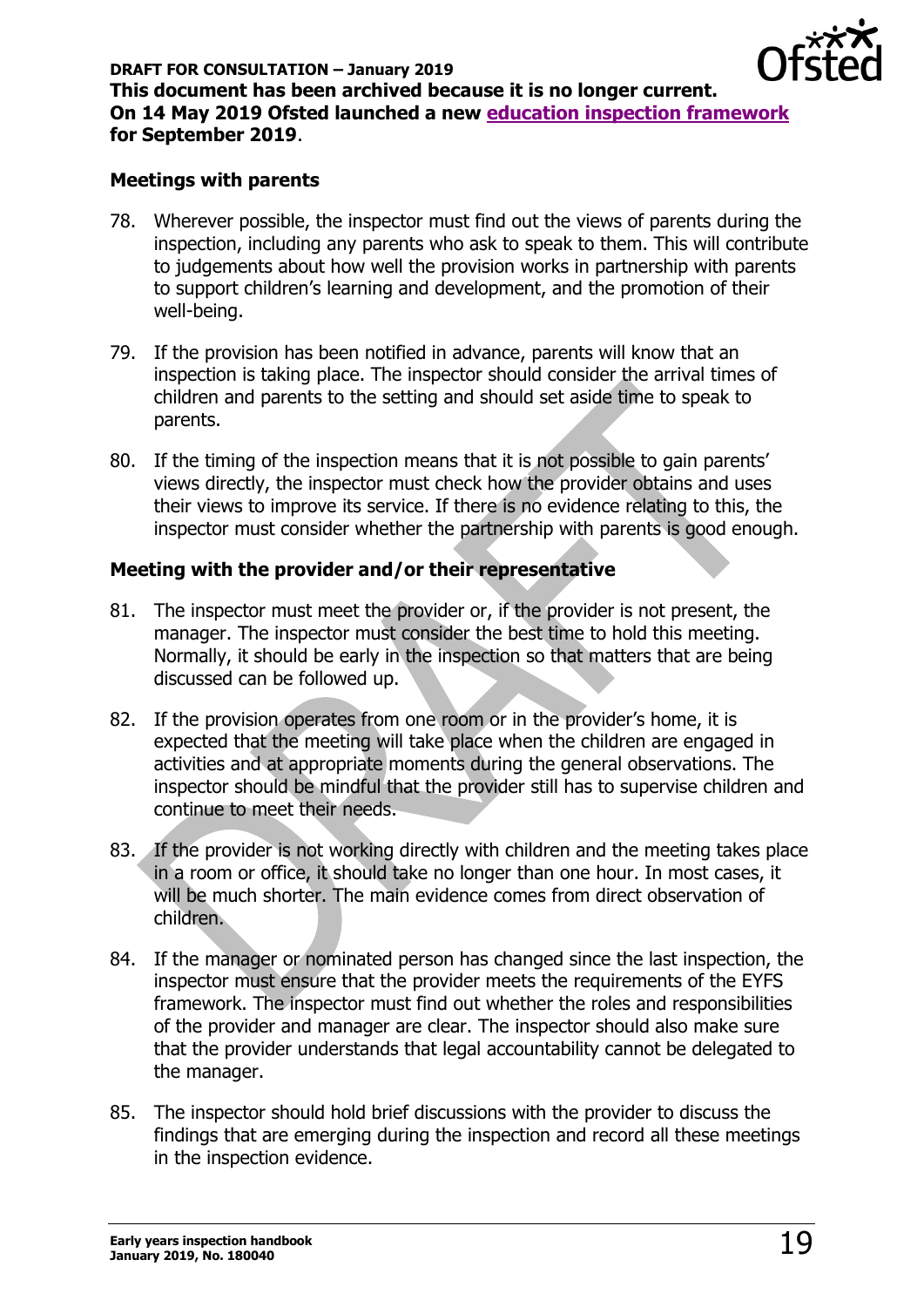## Meetings with parents

78. Wherever possible, the inspector must find out the views of parents during the inspection, including any parents who ask to speak to them. This will contribute to judgements about how well the provision works in partnership with parents to support children's learning and development, and the promotion of their well-being.

79. If the provision has been notified in advance, parents will know that an inspection is taking place. The inspector should consider the arrival times of children and parents to the setting and should set aside time to speak to parents.

80. If the timing of the inspection means that it is not possible to gain parents' views directly, the inspector must check how the provider obtains and uses their views to improve its service. If there is no evidence relating to this, the inspector must consider whether the partnership with parents is good enough.

## Meeting with the provider and/or their representative

81. The inspector must meet the provider or, if the provider is not present, the manager. The inspector must consider the best time to hold this meeting. Normally, it should be early in the inspection so that matters that are being discussed can be followed up.

82. If the provision operates from one room or in the provider's home, it is expected that the meeting will take place when the children are engaged in activities and at appropriate moments during the general observations. The inspector should be mindful that the provider still has to supervise children and continue to meet their needs.

83. If the provider is not working directly with children and the meeting takes place in a room or office, it should take no longer than one hour. In most cases, it will be much shorter. The main evidence comes from direct observation of children.

84. If the manager or nominated person has changed since the last inspection, the inspector must ensure that the provider meets the requirements of the EYFS framework. The inspector must find out whether the roles and responsibilities of the provider and manager are clear. The inspector should also make sure that the provider understands that legal accountability cannot be delegated to the manager.

85. The inspector should hold brief discussions with the provider to discuss the findings that are emerging during the inspection and record all these meetings in the inspection evidence.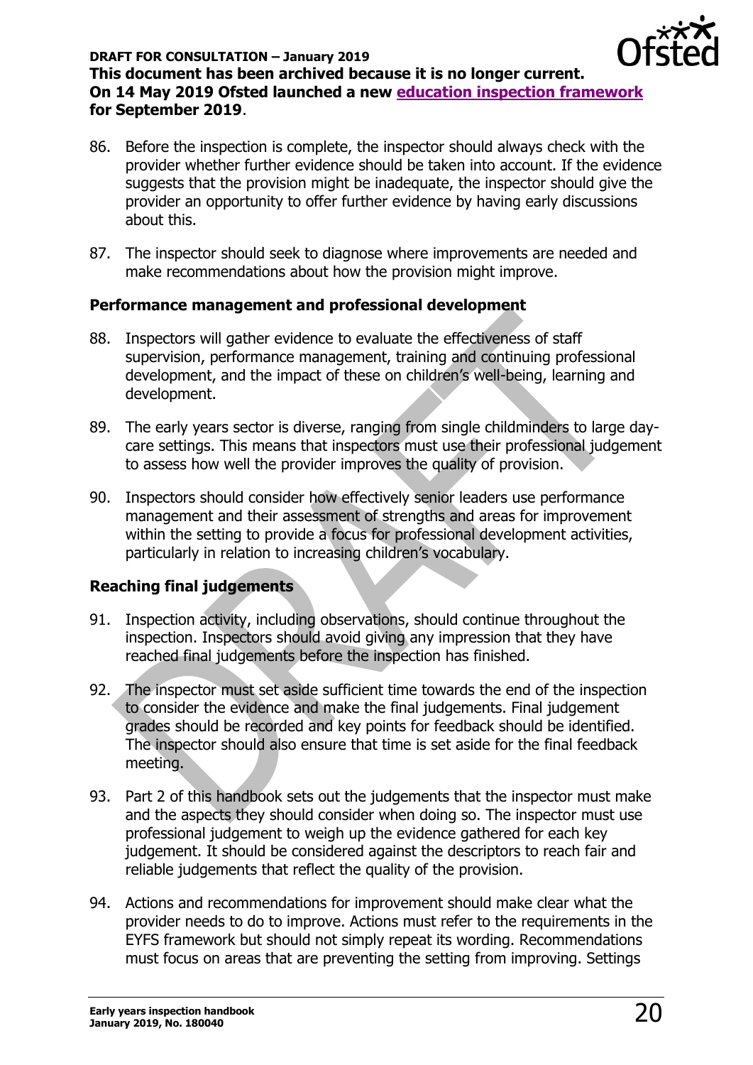86. Before the inspection is complete, the inspector should always check with the provider whether further evidence should be taken into account. If the evidence suggests that the provision might be inadequate, the inspector should give the provider an opportunity to offer further evidence by having early discussions about this.

87. The inspector should seek to diagnose where improvements are needed and make recommendations about how the provision might improve.

### Performance management and professional development

88. Inspectors will gather evidence to evaluate the effectiveness of staff supervision, performance management, training and continuing professional development, and the impact of these on children's well-being, learning and development.

89. The early years sector is diverse, ranging from single childminders to large day-care settings. This means that inspectors must use their professional judgement to assess how well the provider improves the quality of provision.

90. Inspectors should consider how effectively senior leaders use performance management and their assessment of strengths and areas for improvement within the setting to provide a focus for professional development activities, particularly in relation to increasing children's vocabulary.

### Reaching final judgements

91. Inspection activity, including observations, should continue throughout the inspection. Inspectors should avoid giving any impression that they have reached final judgements before the inspection has finished.

92. The inspector must set aside sufficient time towards the end of the inspection to consider the evidence and make the final judgements. Final judgement grades should be recorded and key points for feedback should be identified. The inspector should also ensure that time is set aside for the final feedback meeting.

93. Part 2 of this handbook sets out the judgements that the inspector must make and the aspects they should consider when doing so. The inspector must use professional judgement to weigh up the evidence gathered for each key judgement. It should be considered against the descriptors to reach fair and reliable judgements that reflect the quality of the provision.

94. Actions and recommendations for improvement should make clear what the provider needs to do to improve. Actions must refer to the requirements in the EYFS framework but should not simply repeat its wording. Recommendations must focus on areas that are preventing the setting from improving. Settings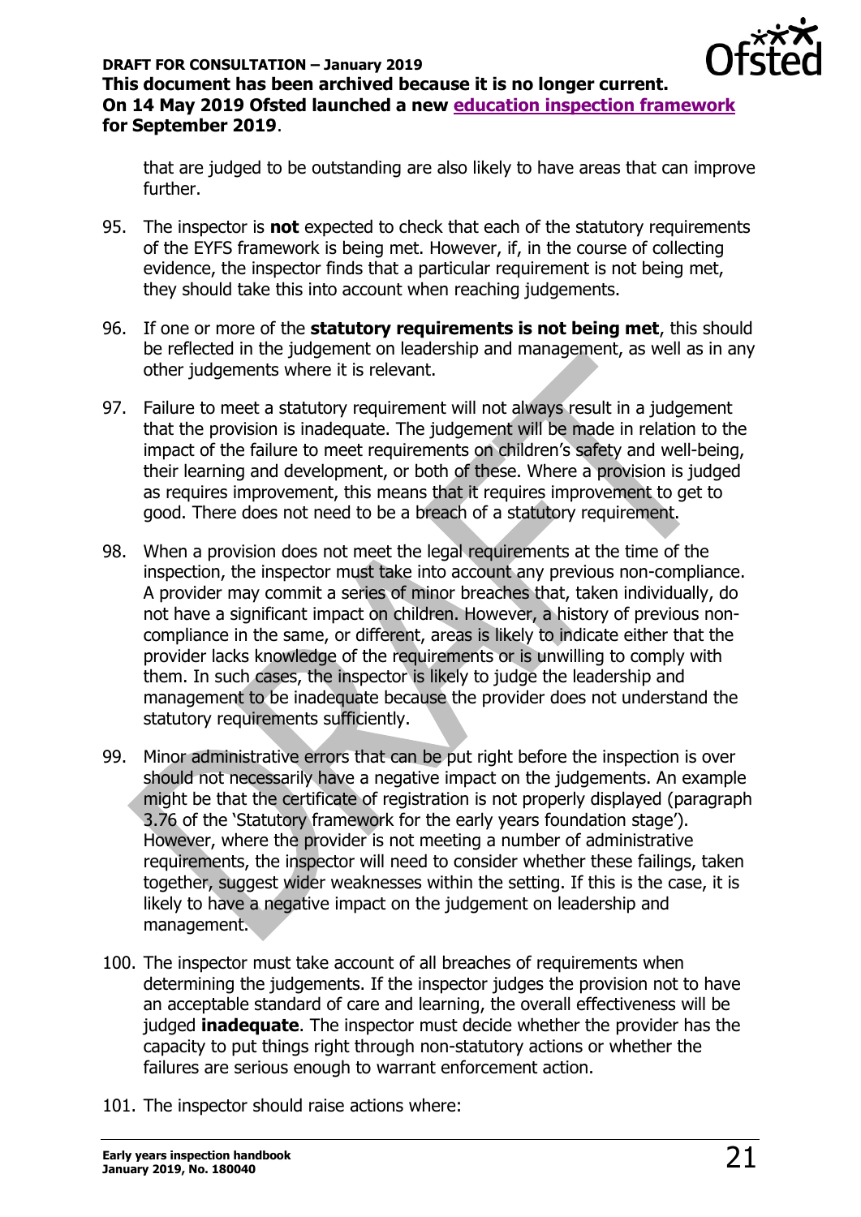that are judged to be outstanding are also likely to have areas that can improve further.

95. The inspector is **not** expected to check that each of the statutory requirements of the EYFS framework is being met. However, if, in the course of collecting evidence, the inspector finds that a particular requirement is not being met, they should take this into account when reaching judgements.

96. If one or more of the **statutory requirements is not being met**, this should be reflected in the judgement on leadership and management, as well as in any other judgements where it is relevant.

97. Failure to meet a statutory requirement will not always result in a judgement that the provision is inadequate. The judgement will be made in relation to the impact of the failure to meet requirements on children's safety and well-being, their learning and development, or both of these. Where a provision is judged as requires improvement, this means that it requires improvement to get to good. There does not need to be a breach of a statutory requirement.

98. When a provision does not meet the legal requirements at the time of the inspection, the inspector must take into account any previous non-compliance. A provider may commit a series of minor breaches that, taken individually, do not have a significant impact on children. However, a history of previous non-compliance in the same, or different, areas is likely to indicate either that the provider lacks knowledge of the requirements or is unwilling to comply with them. In such cases, the inspector is likely to judge the leadership and management to be inadequate because the provider does not understand the statutory requirements sufficiently.

99. Minor administrative errors that can be put right before the inspection is over should not necessarily have a negative impact on the judgements. An example might be that the certificate of registration is not properly displayed (paragraph 3.76 of the 'Statutory framework for the early years foundation stage'). However, where the provider is not meeting a number of administrative requirements, the inspector will need to consider whether these failings, taken together, suggest wider weaknesses within the setting. If this is the case, it is likely to have a negative impact on the judgement on leadership and management.

100. The inspector must take account of all breaches of requirements when determining the judgements. If the inspector judges the provision not to have an acceptable standard of care and learning, the overall effectiveness will be judged **inadequate**. The inspector must decide whether the provider has the capacity to put things right through non-statutory actions or whether the failures are serious enough to warrant enforcement action.

101. The inspector should raise actions where: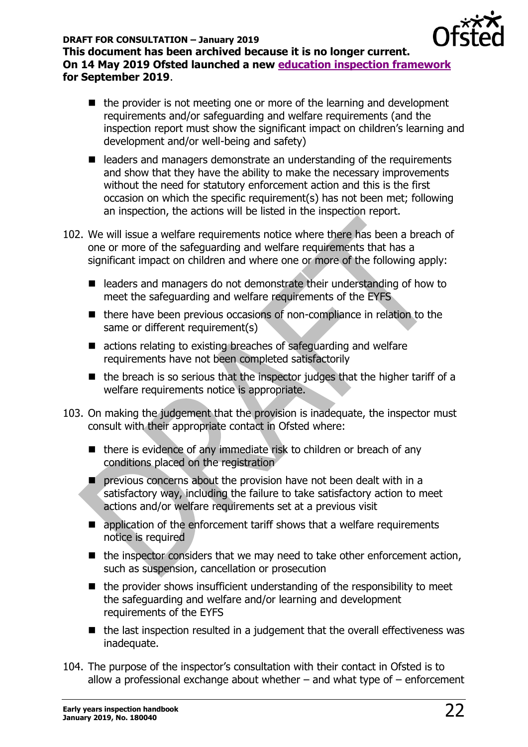- the provider is not meeting one or more of the learning and development requirements and/or safeguarding and welfare requirements (and the inspection report must show the significant impact on children's learning and development and/or well-being and safety)
- leaders and managers demonstrate an understanding of the requirements and show that they have the ability to make the necessary improvements without the need for statutory enforcement action and this is the first occasion on which the specific requirement(s) has not been met; following an inspection, the actions will be listed in the inspection report.

102. We will issue a welfare requirements notice where there has been a breach of one or more of the safeguarding and welfare requirements that has a significant impact on children and where one or more of the following apply:
    - leaders and managers do not demonstrate their understanding of how to meet the safeguarding and welfare requirements of the EYFS
    - there have been previous occasions of non-compliance in relation to the same or different requirement(s)
    - actions relating to existing breaches of safeguarding and welfare requirements have not been completed satisfactorily
    - the breach is so serious that the inspector judges that the higher tariff of a welfare requirements notice is appropriate.

103. On making the judgement that the provision is inadequate, the inspector must consult with their appropriate contact in Ofsted where:
    - there is evidence of any immediate risk to children or breach of any conditions placed on the registration
    - previous concerns about the provision have not been dealt with in a satisfactory way, including the failure to take satisfactory action to meet actions and/or welfare requirements set at a previous visit
    - application of the enforcement tariff shows that a welfare requirements notice is required
    - the inspector considers that we may need to take other enforcement action, such as suspension, cancellation or prosecution
    - the provider shows insufficient understanding of the responsibility to meet the safeguarding and welfare and/or learning and development requirements of the EYFS
    - the last inspection resulted in a judgement that the overall effectiveness was inadequate.

104. The purpose of the inspector's consultation with their contact in Ofsted is to allow a professional exchange about whether – and what type of – enforcement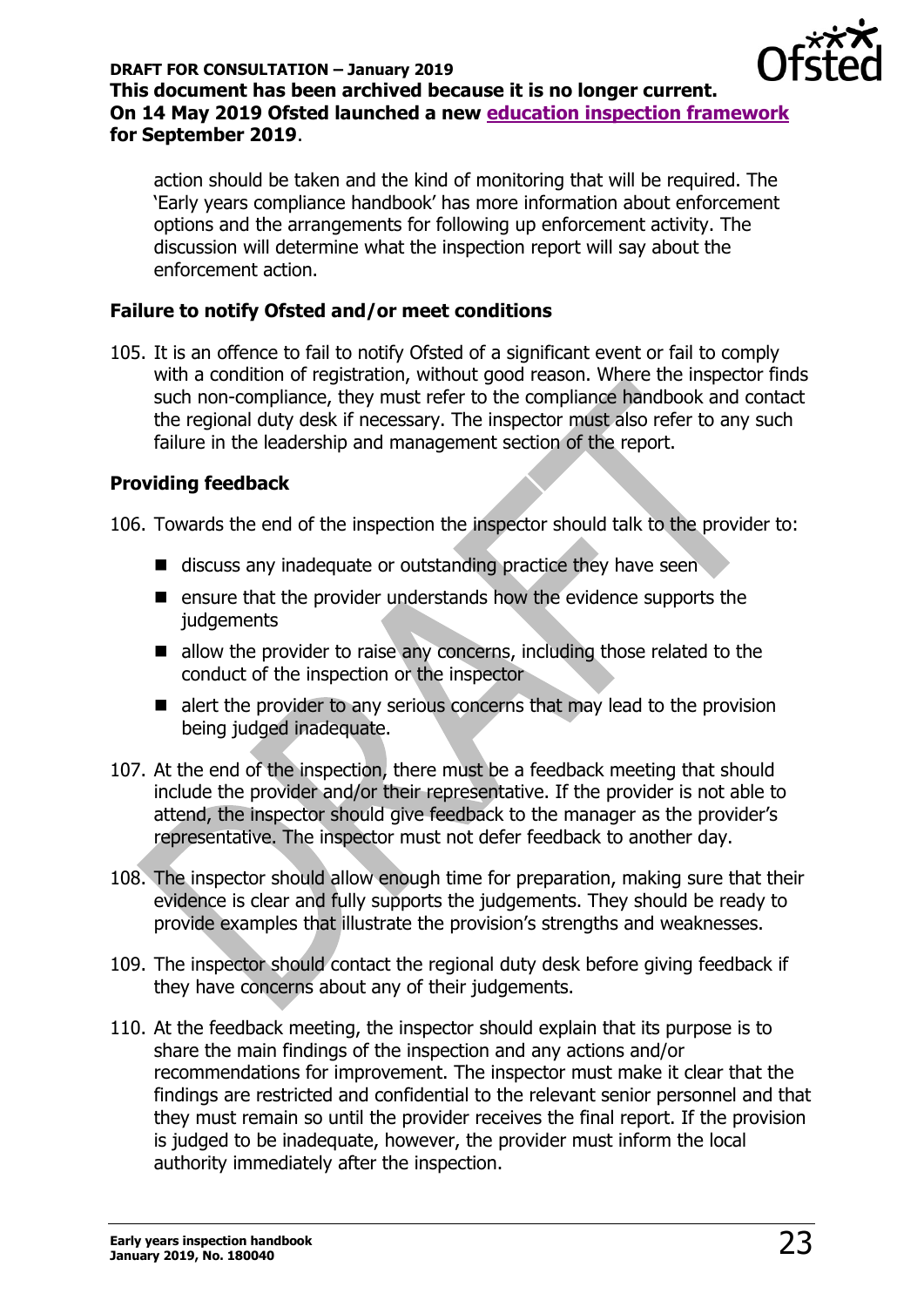action should be taken and the kind of monitoring that will be required. The 'Early years compliance handbook' has more information about enforcement options and the arrangements for following up enforcement activity. The discussion will determine what the inspection report will say about the enforcement action.

### Failure to notify Ofsted and/or meet conditions

105. It is an offence to fail to notify Ofsted of a significant event or fail to comply with a condition of registration, without good reason. Where the inspector finds such non-compliance, they must refer to the compliance handbook and contact the regional duty desk if necessary. The inspector must also refer to any such failure in the leadership and management section of the report.

### Providing feedback

106. Towards the end of the inspection the inspector should talk to the provider to:
    - discuss any inadequate or outstanding practice they have seen
    - ensure that the provider understands how the evidence supports the judgements
    - allow the provider to raise any concerns, including those related to the conduct of the inspection or the inspector
    - alert the provider to any serious concerns that may lead to the provision being judged inadequate.

107. At the end of the inspection, there must be a feedback meeting that should include the provider and/or their representative. If the provider is not able to attend, the inspector should give feedback to the manager as the provider's representative. The inspector must not defer feedback to another day.

108. The inspector should allow enough time for preparation, making sure that their evidence is clear and fully supports the judgements. They should be ready to provide examples that illustrate the provision's strengths and weaknesses.

109. The inspector should contact the regional duty desk before giving feedback if they have concerns about any of their judgements.

110. At the feedback meeting, the inspector should explain that its purpose is to share the main findings of the inspection and any actions and/or recommendations for improvement. The inspector must make it clear that the findings are restricted and confidential to the relevant senior personnel and that they must remain so until the provider receives the final report. If the provision is judged to be inadequate, however, the provider must inform the local authority immediately after the inspection.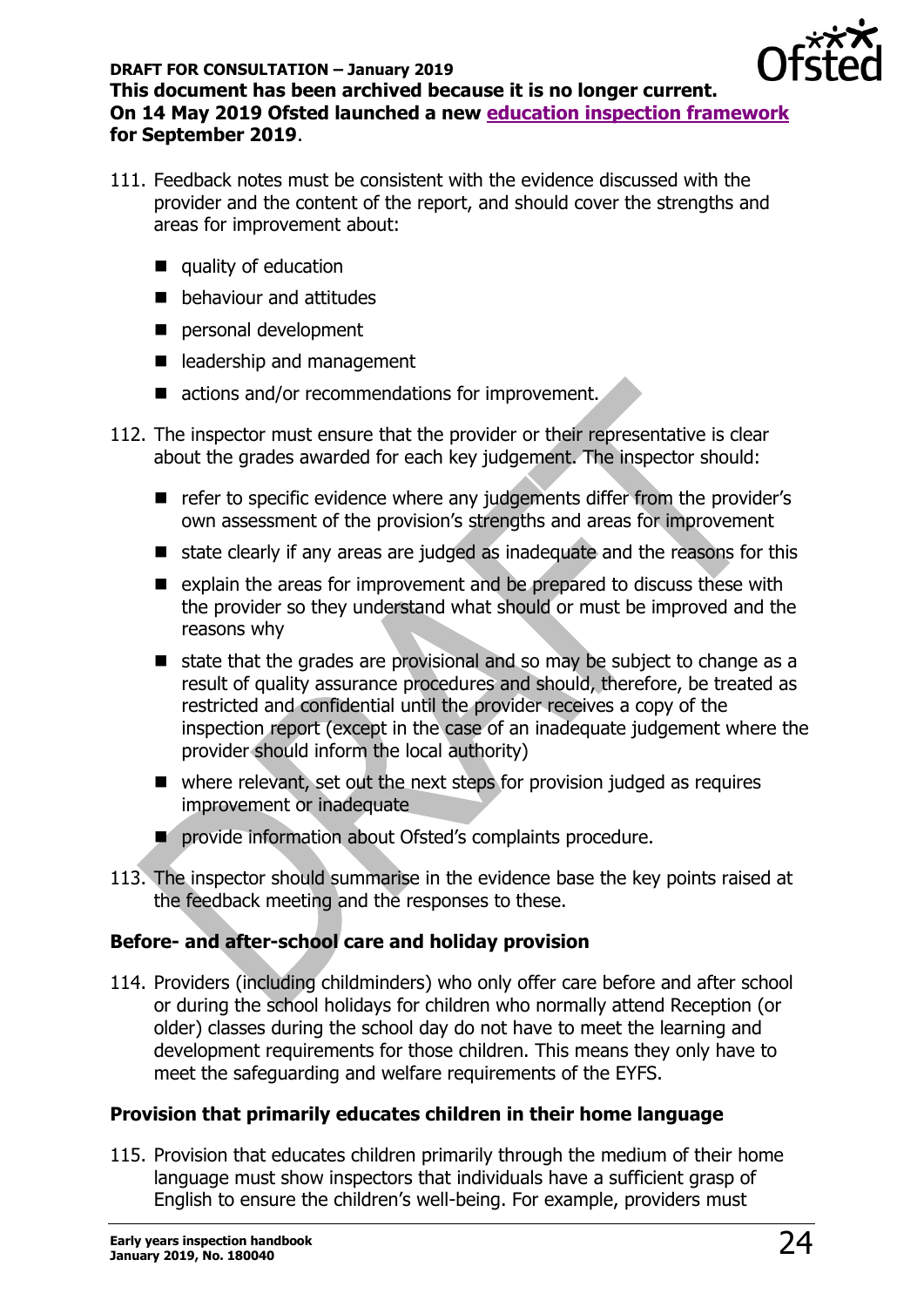111. Feedback notes must be consistent with the evidence discussed with the provider and the content of the report, and should cover the strengths and areas for improvement about:

- quality of education
- behaviour and attitudes
- personal development
- leadership and management
- actions and/or recommendations for improvement.

112. The inspector must ensure that the provider or their representative is clear about the grades awarded for each key judgement. The inspector should:

- refer to specific evidence where any judgements differ from the provider's own assessment of the provision's strengths and areas for improvement
- state clearly if any areas are judged as inadequate and the reasons for this
- explain the areas for improvement and be prepared to discuss these with the provider so they understand what should or must be improved and the reasons why
- state that the grades are provisional and so may be subject to change as a result of quality assurance procedures and should, therefore, be treated as restricted and confidential until the provider receives a copy of the inspection report (except in the case of an inadequate judgement where the provider should inform the local authority)
- where relevant, set out the next steps for provision judged as requires improvement or inadequate
- provide information about Ofsted's complaints procedure.

113. The inspector should summarise in the evidence base the key points raised at the feedback meeting and the responses to these.

### Before- and after-school care and holiday provision

114. Providers (including childminders) who only offer care before and after school or during the school holidays for children who normally attend Reception (or older) classes during the school day do not have to meet the learning and development requirements for those children. This means they only have to meet the safeguarding and welfare requirements of the EYFS.

### Provision that primarily educates children in their home language

115. Provision that educates children primarily through the medium of their home language must show inspectors that individuals have a sufficient grasp of English to ensure the children's well-being. For example, providers must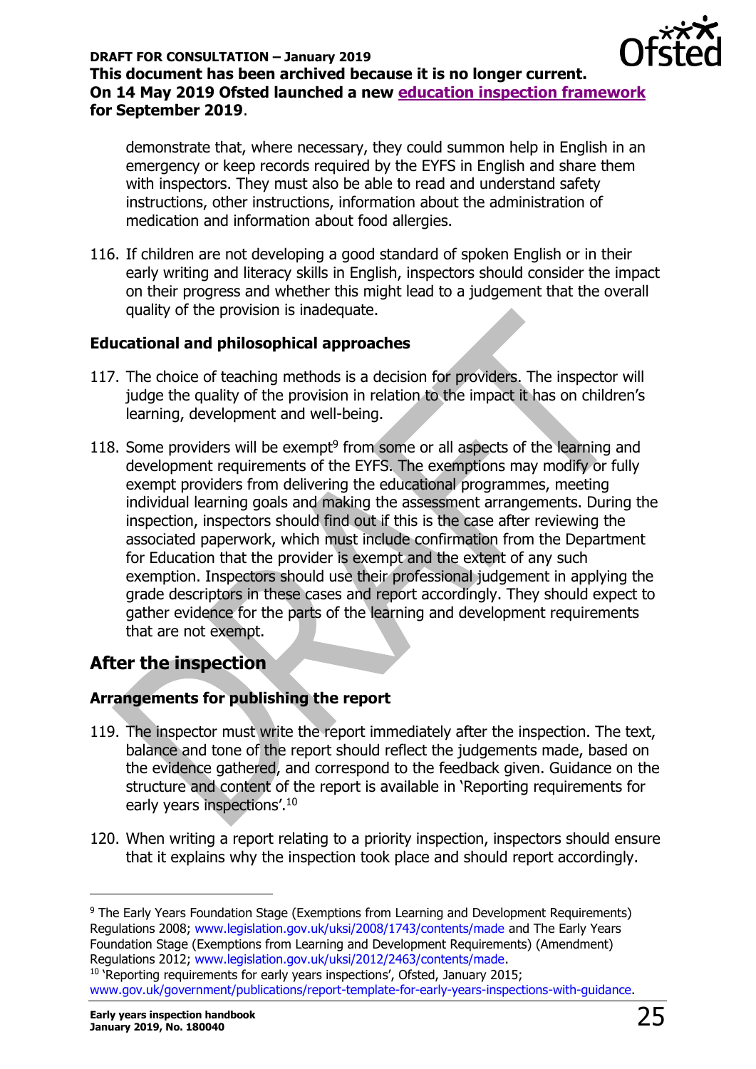demonstrate that, where necessary, they could summon help in English in an emergency or keep records required by the EYFS in English and share them with inspectors. They must also be able to read and understand safety instructions, other instructions, information about the administration of medication and information about food allergies.

116. If children are not developing a good standard of spoken English or in their early writing and literacy skills in English, inspectors should consider the impact on their progress and whether this might lead to a judgement that the overall quality of the provision is inadequate.

### Educational and philosophical approaches

117. The choice of teaching methods is a decision for providers. The inspector will judge the quality of the provision in relation to the impact it has on children's learning, development and well-being.

118. Some providers will be exempt[9] from some or all aspects of the learning and development requirements of the EYFS. The exemptions may modify or fully exempt providers from delivering the educational programmes, meeting individual learning goals and making the assessment arrangements. During the inspection, inspectors should find out if this is the case after reviewing the associated paperwork, which must include confirmation from the Department for Education that the provider is exempt and the extent of any such exemption. Inspectors should use their professional judgement in applying the grade descriptors in these cases and report accordingly. They should expect to gather evidence for the parts of the learning and development requirements that are not exempt.

## After the inspection

### Arrangements for publishing the report

119. The inspector must write the report immediately after the inspection. The text, balance and tone of the report should reflect the judgements made, based on the evidence gathered, and correspond to the feedback given. Guidance on the structure and content of the report is available in 'Reporting requirements for early years inspections'.[10]

120. When writing a report relating to a priority inspection, inspectors should ensure that it explains why the inspection took place and should report accordingly.

---

[9] The Early Years Foundation Stage (Exemptions from Learning and Development Requirements) Regulations 2008; www.legislation.gov.uk/uksi/2008/1743/contents/made and The Early Years Foundation Stage (Exemptions from Learning and Development Requirements) (Amendment) Regulations 2012; www.legislation.gov.uk/uksi/2012/2463/contents/made.

[10] 'Reporting requirements for early years inspections', Ofsted, January 2015; www.gov.uk/government/publications/report-template-for-early-years-inspections-with-guidance.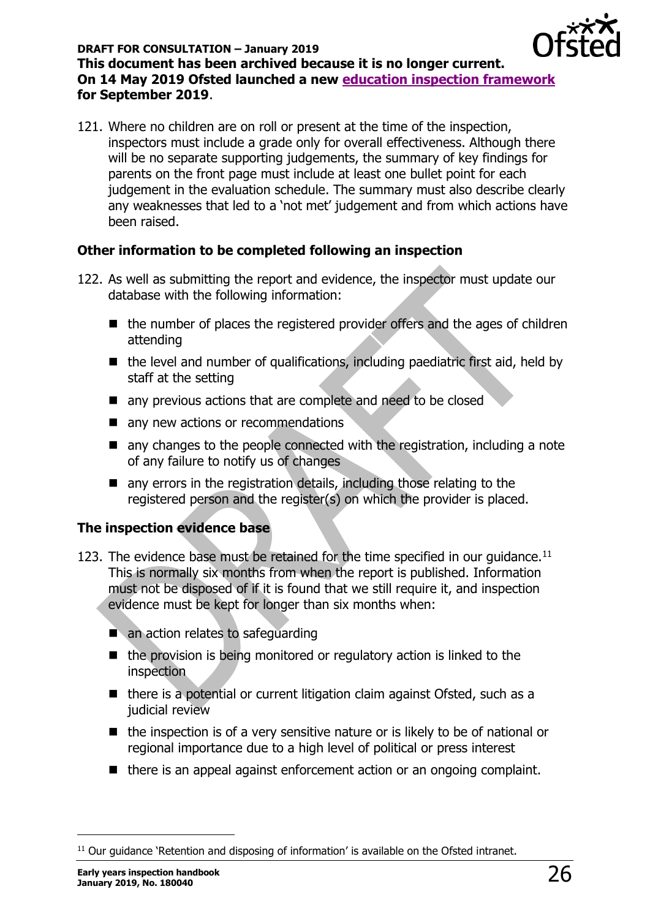121. Where no children are on roll or present at the time of the inspection, inspectors must include a grade only for overall effectiveness. Although there will be no separate supporting judgements, the summary of key findings for parents on the front page must include at least one bullet point for each judgement in the evaluation schedule. The summary must also describe clearly any weaknesses that led to a 'not met' judgement and from which actions have been raised.

### Other information to be completed following an inspection

122. As well as submitting the report and evidence, the inspector must update our database with the following information:

- the number of places the registered provider offers and the ages of children attending
- the level and number of qualifications, including paediatric first aid, held by staff at the setting
- any previous actions that are complete and need to be closed
- any new actions or recommendations
- any changes to the people connected with the registration, including a note of any failure to notify us of changes
- any errors in the registration details, including those relating to the registered person and the register(s) on which the provider is placed.

### The inspection evidence base

123. The evidence base must be retained for the time specified in our guidance.[11] This is normally six months from when the report is published. Information must not be disposed of if it is found that we still require it, and inspection evidence must be kept for longer than six months when:

- an action relates to safeguarding
- the provision is being monitored or regulatory action is linked to the inspection
- there is a potential or current litigation claim against Ofsted, such as a judicial review
- the inspection is of a very sensitive nature or is likely to be of national or regional importance due to a high level of political or press interest
- there is an appeal against enforcement action or an ongoing complaint.

[11] Our guidance 'Retention and disposing of information' is available on the Ofsted intranet.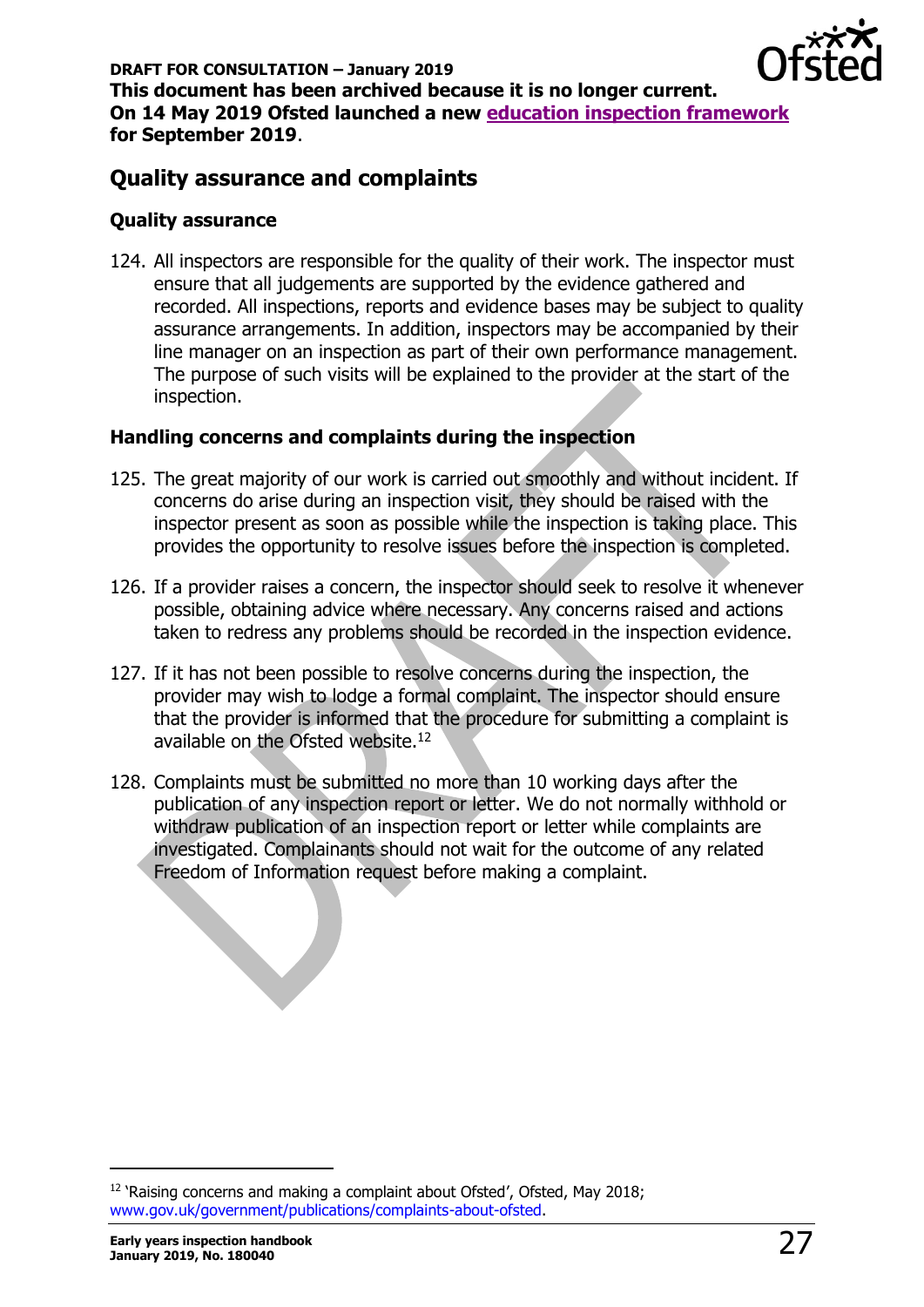## Quality assurance and complaints

### Quality assurance

124. All inspectors are responsible for the quality of their work. The inspector must ensure that all judgements are supported by the evidence gathered and recorded. All inspections, reports and evidence bases may be subject to quality assurance arrangements. In addition, inspectors may be accompanied by their line manager on an inspection as part of their own performance management. The purpose of such visits will be explained to the provider at the start of the inspection.

### Handling concerns and complaints during the inspection

125. The great majority of our work is carried out smoothly and without incident. If concerns do arise during an inspection visit, they should be raised with the inspector present as soon as possible while the inspection is taking place. This provides the opportunity to resolve issues before the inspection is completed.

126. If a provider raises a concern, the inspector should seek to resolve it whenever possible, obtaining advice where necessary. Any concerns raised and actions taken to redress any problems should be recorded in the inspection evidence.

127. If it has not been possible to resolve concerns during the inspection, the provider may wish to lodge a formal complaint. The inspector should ensure that the provider is informed that the procedure for submitting a complaint is available on the Ofsted website.[12]

128. Complaints must be submitted no more than 10 working days after the publication of any inspection report or letter. We do not normally withhold or withdraw publication of an inspection report or letter while complaints are investigated. Complainants should not wait for the outcome of any related Freedom of Information request before making a complaint.

---

[12] 'Raising concerns and making a complaint about Ofsted', Ofsted, May 2018; www.gov.uk/government/publications/complaints-about-ofsted.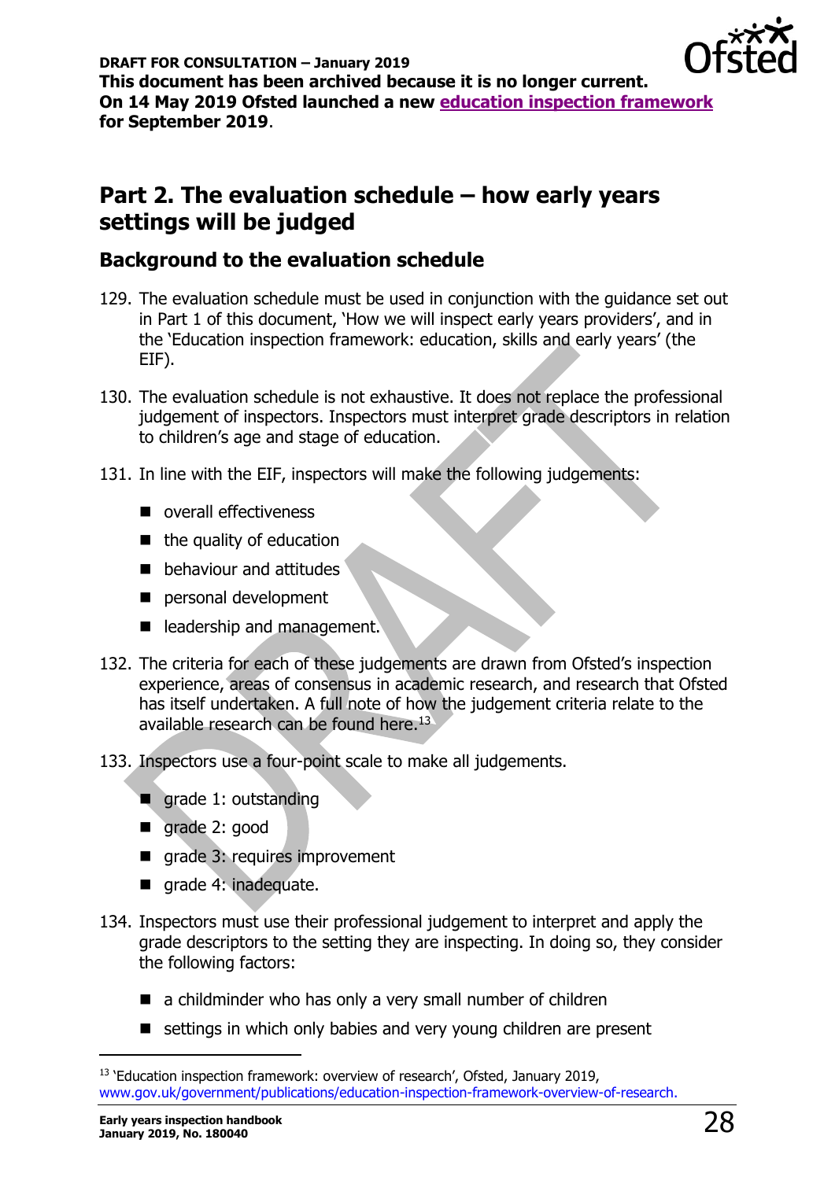DRAFT FOR CONSULTATION – January 2019
**This document has been archived because it is no longer current. On 14 May 2019 Ofsted launched a new education inspection framework for September 2019.**

## Part 2. The evaluation schedule – how early years settings will be judged

### Background to the evaluation schedule

129. The evaluation schedule must be used in conjunction with the guidance set out in Part 1 of this document, 'How we will inspect early years providers', and in the 'Education inspection framework: education, skills and early years' (the EIF).

130. The evaluation schedule is not exhaustive. It does not replace the professional judgement of inspectors. Inspectors must interpret grade descriptors in relation to children's age and stage of education.

131. In line with the EIF, inspectors will make the following judgements:
   - overall effectiveness
   - the quality of education
   - behaviour and attitudes
   - personal development
   - leadership and management.

132. The criteria for each of these judgements are drawn from Ofsted's inspection experience, areas of consensus in academic research, and research that Ofsted has itself undertaken. A full note of how the judgement criteria relate to the available research can be found here.[13]

133. Inspectors use a four-point scale to make all judgements.
   - grade 1: outstanding
   - grade 2: good
   - grade 3: requires improvement
   - grade 4: inadequate.

134. Inspectors must use their professional judgement to interpret and apply the grade descriptors to the setting they are inspecting. In doing so, they consider the following factors:
   - a childminder who has only a very small number of children
   - settings in which only babies and very young children are present

---

[13] 'Education inspection framework: overview of research', Ofsted, January 2019, www.gov.uk/government/publications/education-inspection-framework-overview-of-research.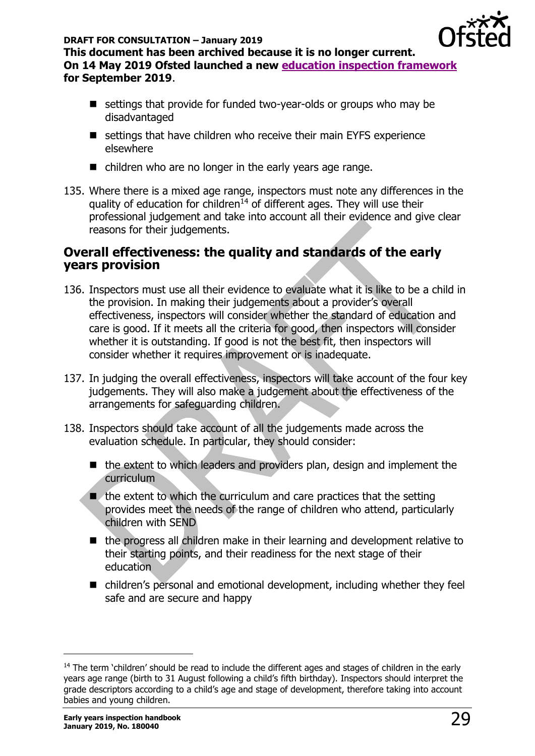- settings that provide for funded two-year-olds or groups who may be disadvantaged
- settings that have children who receive their main EYFS experience elsewhere
- children who are no longer in the early years age range.

135. Where there is a mixed age range, inspectors must note any differences in the quality of education for children[14] of different ages. They will use their professional judgement and take into account all their evidence and give clear reasons for their judgements.

## Overall effectiveness: the quality and standards of the early years provision

136. Inspectors must use all their evidence to evaluate what it is like to be a child in the provision. In making their judgements about a provider's overall effectiveness, inspectors will consider whether the standard of education and care is good. If it meets all the criteria for good, then inspectors will consider whether it is outstanding. If good is not the best fit, then inspectors will consider whether it requires improvement or is inadequate.

137. In judging the overall effectiveness, inspectors will take account of the four key judgements. They will also make a judgement about the effectiveness of the arrangements for safeguarding children.

138. Inspectors should take account of all the judgements made across the evaluation schedule. In particular, they should consider:

- the extent to which leaders and providers plan, design and implement the curriculum
- the extent to which the curriculum and care practices that the setting provides meet the needs of the range of children who attend, particularly children with SEND
- the progress all children make in their learning and development relative to their starting points, and their readiness for the next stage of their education
- children's personal and emotional development, including whether they feel safe and are secure and happy

---

[14] The term 'children' should be read to include the different ages and stages of children in the early years age range (birth to 31 August following a child's fifth birthday). Inspectors should interpret the grade descriptors according to a child's age and stage of development, therefore taking into account babies and young children.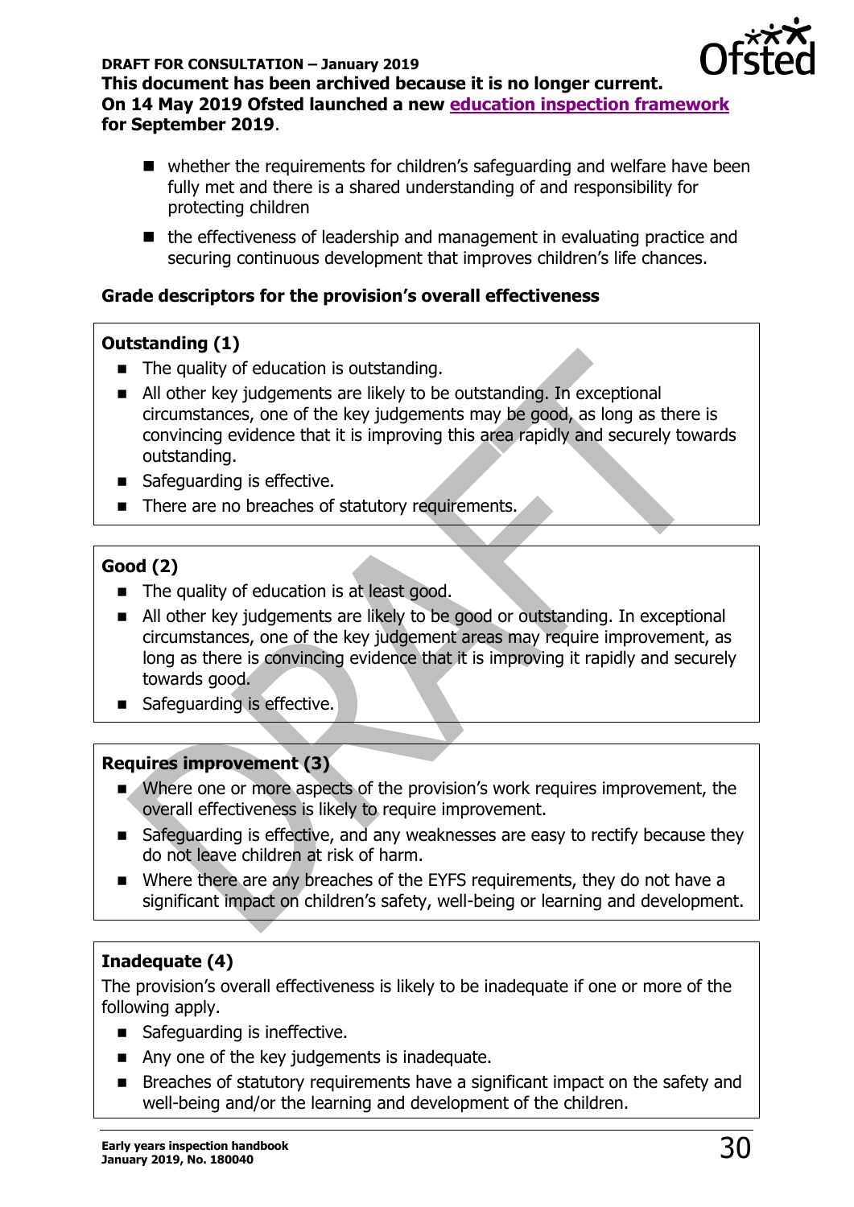- whether the requirements for children's safeguarding and welfare have been fully met and there is a shared understanding of and responsibility for protecting children
- the effectiveness of leadership and management in evaluating practice and securing continuous development that improves children's life chances.

**Grade descriptors for the provision's overall effectiveness**

**Outstanding (1)**

- The quality of education is outstanding.
- All other key judgements are likely to be outstanding. In exceptional circumstances, one of the key judgements may be good, as long as there is convincing evidence that it is improving this area rapidly and securely towards outstanding.
- Safeguarding is effective.
- There are no breaches of statutory requirements.

**Good (2)**

- The quality of education is at least good.
- All other key judgements are likely to be good or outstanding. In exceptional circumstances, one of the key judgement areas may require improvement, as long as there is convincing evidence that it is improving it rapidly and securely towards good.
- Safeguarding is effective.

**Requires improvement (3)**

- Where one or more aspects of the provision's work requires improvement, the overall effectiveness is likely to require improvement.
- Safeguarding is effective, and any weaknesses are easy to rectify because they do not leave children at risk of harm.
- Where there are any breaches of the EYFS requirements, they do not have a significant impact on children's safety, well-being or learning and development.

**Inadequate (4)**

The provision's overall effectiveness is likely to be inadequate if one or more of the following apply.

- Safeguarding is ineffective.
- Any one of the key judgements is inadequate.
- Breaches of statutory requirements have a significant impact on the safety and well-being and/or the learning and development of the children.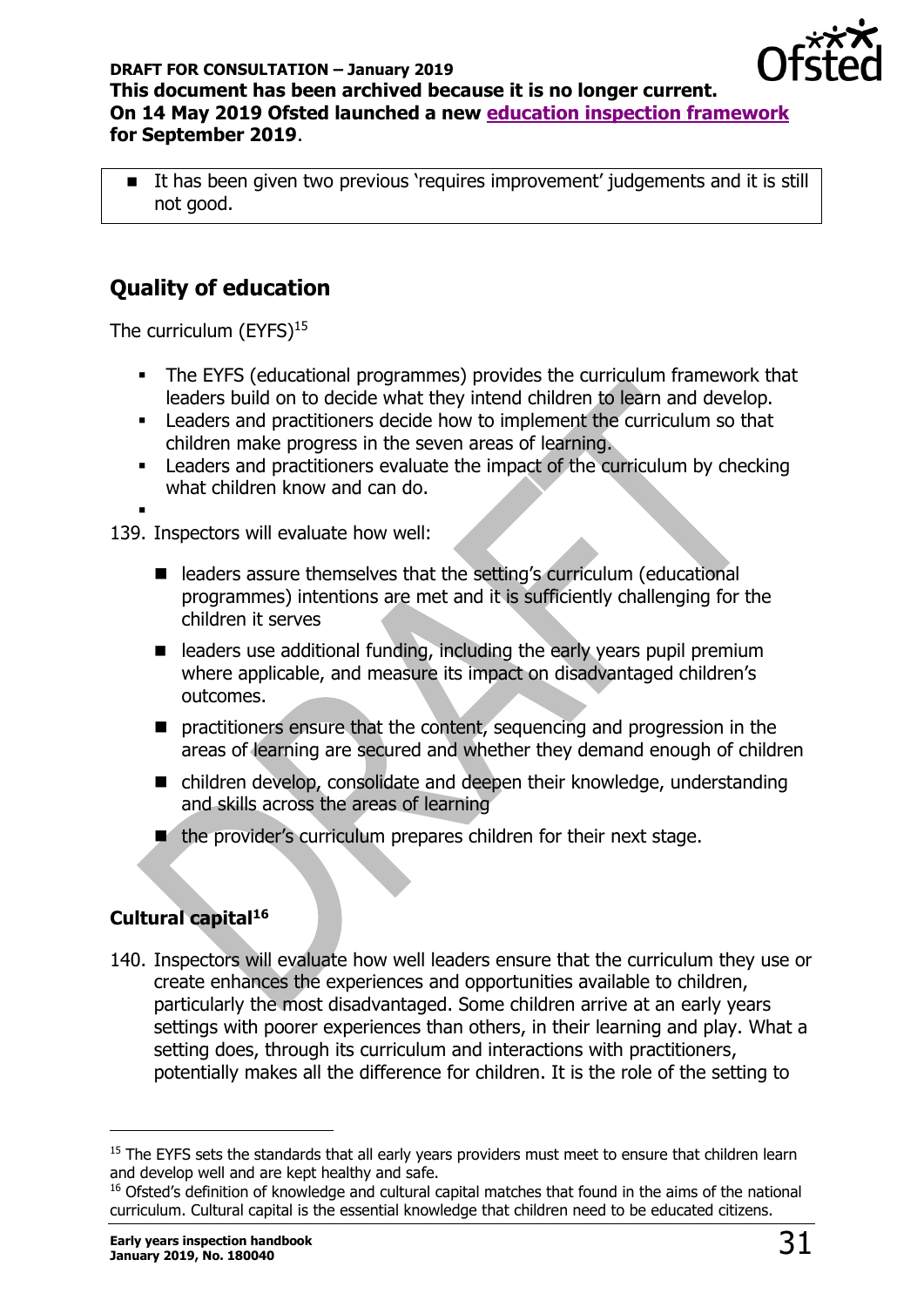- It has been given two previous 'requires improvement' judgements and it is still not good.

## Quality of education

The curriculum (EYFS)[15]

- The EYFS (educational programmes) provides the curriculum framework that leaders build on to decide what they intend children to learn and develop.
- Leaders and practitioners decide how to implement the curriculum so that children make progress in the seven areas of learning.
- Leaders and practitioners evaluate the impact of the curriculum by checking what children know and can do.

139. Inspectors will evaluate how well:

- leaders assure themselves that the setting's curriculum (educational programmes) intentions are met and it is sufficiently challenging for the children it serves
- leaders use additional funding, including the early years pupil premium where applicable, and measure its impact on disadvantaged children's outcomes.
- practitioners ensure that the content, sequencing and progression in the areas of learning are secured and whether they demand enough of children
- children develop, consolidate and deepen their knowledge, understanding and skills across the areas of learning
- the provider's curriculum prepares children for their next stage.

### Cultural capital[16]

140. Inspectors will evaluate how well leaders ensure that the curriculum they use or create enhances the experiences and opportunities available to children, particularly the most disadvantaged. Some children arrive at an early years settings with poorer experiences than others, in their learning and play. What a setting does, through its curriculum and interactions with practitioners, potentially makes all the difference for children. It is the role of the setting to

[15] The EYFS sets the standards that all early years providers must meet to ensure that children learn and develop well and are kept healthy and safe.

[16] Ofsted's definition of knowledge and cultural capital matches that found in the aims of the national curriculum. Cultural capital is the essential knowledge that children need to be educated citizens.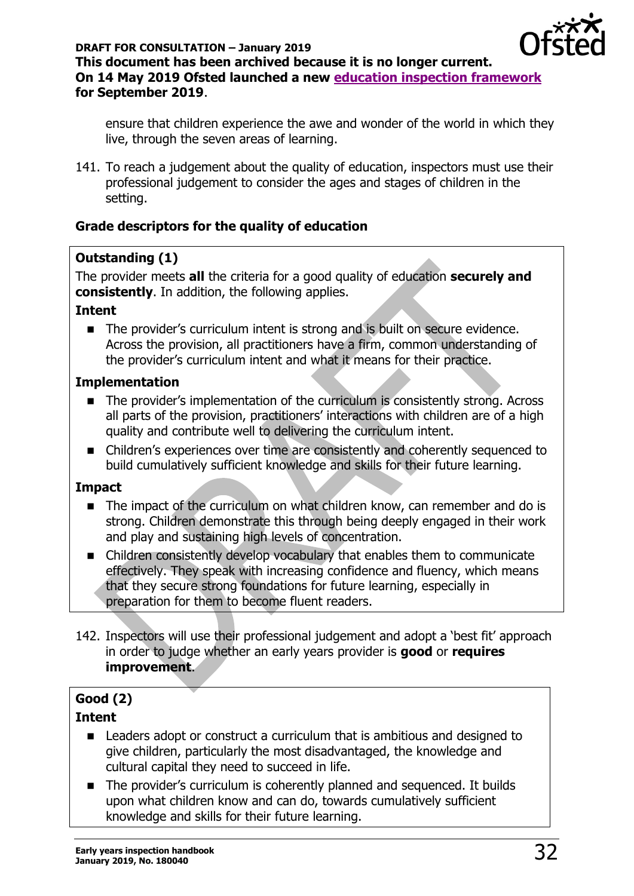ensure that children experience the awe and wonder of the world in which they live, through the seven areas of learning.

141. To reach a judgement about the quality of education, inspectors must use their professional judgement to consider the ages and stages of children in the setting.

### Grade descriptors for the quality of education

**Outstanding (1)**

The provider meets **all** the criteria for a good quality of education **securely and consistently**. In addition, the following applies.

**Intent**

- The provider's curriculum intent is strong and is built on secure evidence. Across the provision, all practitioners have a firm, common understanding of the provider's curriculum intent and what it means for their practice.

**Implementation**

- The provider's implementation of the curriculum is consistently strong. Across all parts of the provision, practitioners' interactions with children are of a high quality and contribute well to delivering the curriculum intent.
- Children's experiences over time are consistently and coherently sequenced to build cumulatively sufficient knowledge and skills for their future learning.

**Impact**

- The impact of the curriculum on what children know, can remember and do is strong. Children demonstrate this through being deeply engaged in their work and play and sustaining high levels of concentration.
- Children consistently develop vocabulary that enables them to communicate effectively. They speak with increasing confidence and fluency, which means that they secure strong foundations for future learning, especially in preparation for them to become fluent readers.

142. Inspectors will use their professional judgement and adopt a 'best fit' approach in order to judge whether an early years provider is **good** or **requires improvement**.

**Good (2)**

**Intent**

- Leaders adopt or construct a curriculum that is ambitious and designed to give children, particularly the most disadvantaged, the knowledge and cultural capital they need to succeed in life.
- The provider's curriculum is coherently planned and sequenced. It builds upon what children know and can do, towards cumulatively sufficient knowledge and skills for their future learning.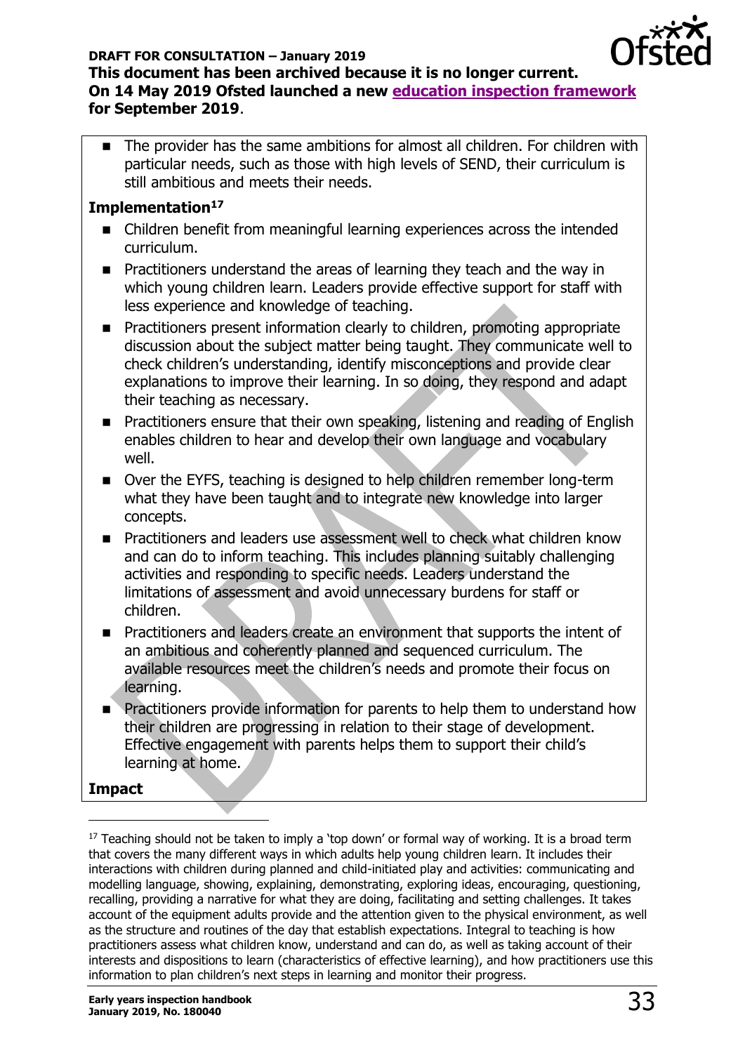- The provider has the same ambitions for almost all children. For children with particular needs, such as those with high levels of SEND, their curriculum is still ambitious and meets their needs.

**Implementation**[17]

- Children benefit from meaningful learning experiences across the intended curriculum.
- Practitioners understand the areas of learning they teach and the way in which young children learn. Leaders provide effective support for staff with less experience and knowledge of teaching.
- Practitioners present information clearly to children, promoting appropriate discussion about the subject matter being taught. They communicate well to check children's understanding, identify misconceptions and provide clear explanations to improve their learning. In so doing, they respond and adapt their teaching as necessary.
- Practitioners ensure that their own speaking, listening and reading of English enables children to hear and develop their own language and vocabulary well.
- Over the EYFS, teaching is designed to help children remember long-term what they have been taught and to integrate new knowledge into larger concepts.
- Practitioners and leaders use assessment well to check what children know and can do to inform teaching. This includes planning suitably challenging activities and responding to specific needs. Leaders understand the limitations of assessment and avoid unnecessary burdens for staff or children.
- Practitioners and leaders create an environment that supports the intent of an ambitious and coherently planned and sequenced curriculum. The available resources meet the children's needs and promote their focus on learning.
- Practitioners provide information for parents to help them to understand how their children are progressing in relation to their stage of development. Effective engagement with parents helps them to support their child's learning at home.

**Impact**

[17] Teaching should not be taken to imply a 'top down' or formal way of working. It is a broad term that covers the many different ways in which adults help young children learn. It includes their interactions with children during planned and child-initiated play and activities: communicating and modelling language, showing, explaining, demonstrating, exploring ideas, encouraging, questioning, recalling, providing a narrative for what they are doing, facilitating and setting challenges. It takes account of the equipment adults provide and the attention given to the physical environment, as well as the structure and routines of the day that establish expectations. Integral to teaching is how practitioners assess what children know, understand and can do, as well as taking account of their interests and dispositions to learn (characteristics of effective learning), and how practitioners use this information to plan children's next steps in learning and monitor their progress.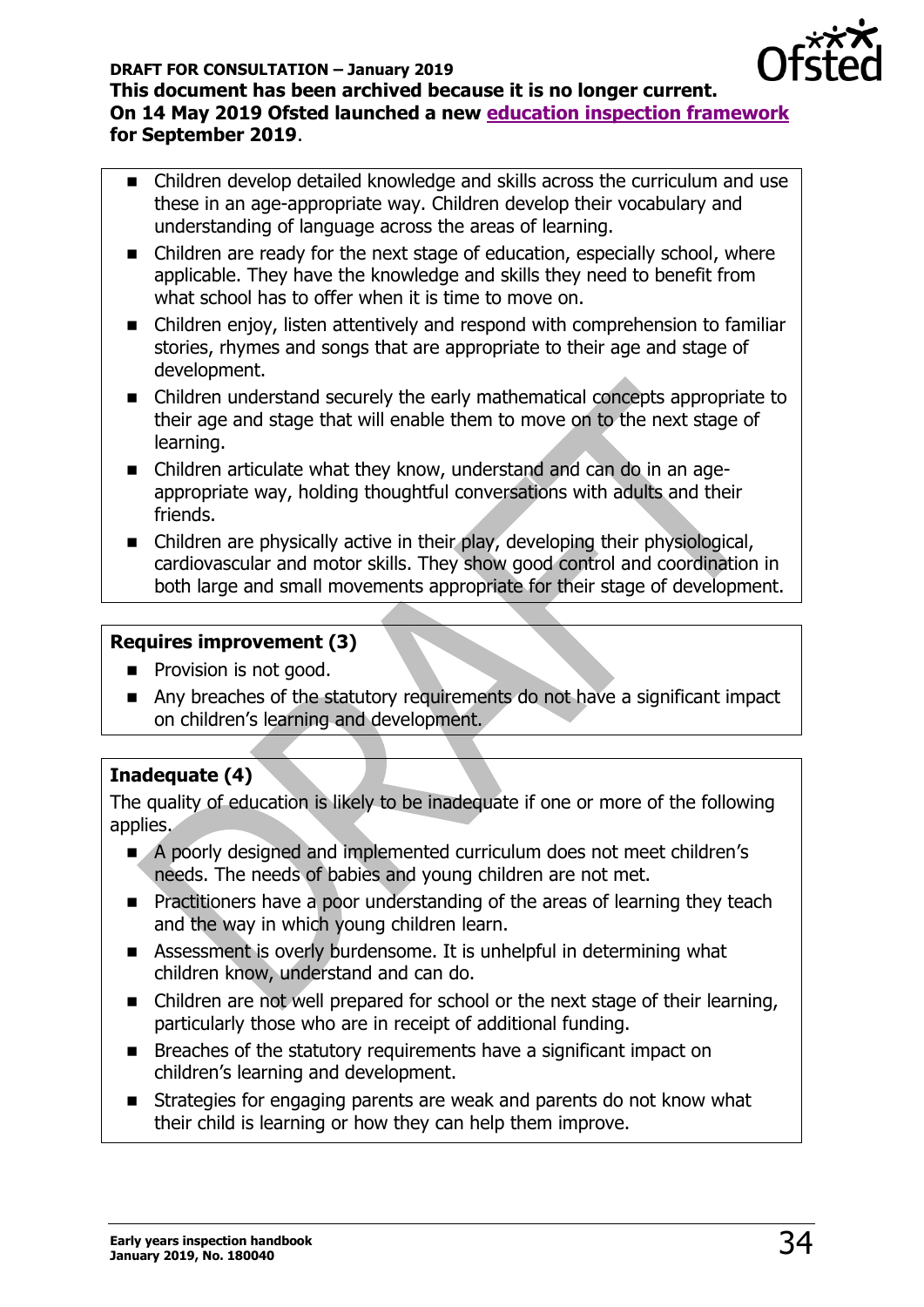**DRAFT FOR CONSULTATION – January 2019**
**This document has been archived because it is no longer current.**
**On 14 May 2019 Ofsted launched a new education inspection framework for September 2019.**

- Children develop detailed knowledge and skills across the curriculum and use these in an age-appropriate way. Children develop their vocabulary and understanding of language across the areas of learning.
- Children are ready for the next stage of education, especially school, where applicable. They have the knowledge and skills they need to benefit from what school has to offer when it is time to move on.
- Children enjoy, listen attentively and respond with comprehension to familiar stories, rhymes and songs that are appropriate to their age and stage of development.
- Children understand securely the early mathematical concepts appropriate to their age and stage that will enable them to move on to the next stage of learning.
- Children articulate what they know, understand and can do in an age-appropriate way, holding thoughtful conversations with adults and their friends.
- Children are physically active in their play, developing their physiological, cardiovascular and motor skills. They show good control and coordination in both large and small movements appropriate for their stage of development.

**Requires improvement (3)**

- Provision is not good.
- Any breaches of the statutory requirements do not have a significant impact on children's learning and development.

**Inadequate (4)**

The quality of education is likely to be inadequate if one or more of the following applies.

- A poorly designed and implemented curriculum does not meet children's needs. The needs of babies and young children are not met.
- Practitioners have a poor understanding of the areas of learning they teach and the way in which young children learn.
- Assessment is overly burdensome. It is unhelpful in determining what children know, understand and can do.
- Children are not well prepared for school or the next stage of their learning, particularly those who are in receipt of additional funding.
- Breaches of the statutory requirements have a significant impact on children's learning and development.
- Strategies for engaging parents are weak and parents do not know what their child is learning or how they can help them improve.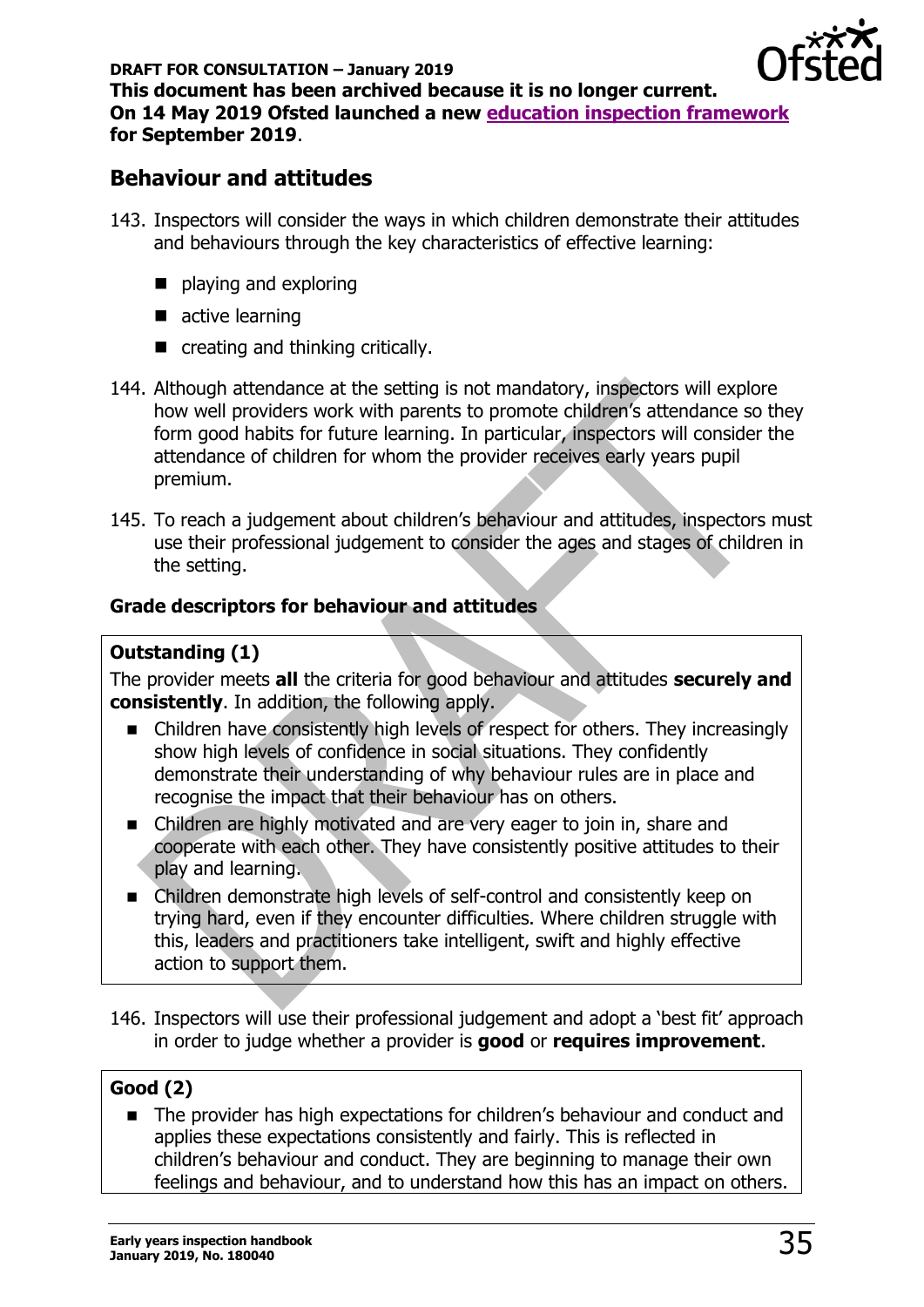DRAFT FOR CONSULTATION – January 2019

**This document has been archived because it is no longer current. On 14 May 2019 Ofsted launched a new education inspection framework for September 2019.**

## Behaviour and attitudes

143. Inspectors will consider the ways in which children demonstrate their attitudes and behaviours through the key characteristics of effective learning:

- playing and exploring
- active learning
- creating and thinking critically.

144. Although attendance at the setting is not mandatory, inspectors will explore how well providers work with parents to promote children's attendance so they form good habits for future learning. In particular, inspectors will consider the attendance of children for whom the provider receives early years pupil premium.

145. To reach a judgement about children's behaviour and attitudes, inspectors must use their professional judgement to consider the ages and stages of children in the setting.

### Grade descriptors for behaviour and attitudes

**Outstanding (1)**

The provider meets **all** the criteria for good behaviour and attitudes **securely and consistently**. In addition, the following apply.

- Children have consistently high levels of respect for others. They increasingly show high levels of confidence in social situations. They confidently demonstrate their understanding of why behaviour rules are in place and recognise the impact that their behaviour has on others.
- Children are highly motivated and are very eager to join in, share and cooperate with each other. They have consistently positive attitudes to their play and learning.
- Children demonstrate high levels of self-control and consistently keep on trying hard, even if they encounter difficulties. Where children struggle with this, leaders and practitioners take intelligent, swift and highly effective action to support them.

146. Inspectors will use their professional judgement and adopt a 'best fit' approach in order to judge whether a provider is **good** or **requires improvement**.

**Good (2)**

- The provider has high expectations for children's behaviour and conduct and applies these expectations consistently and fairly. This is reflected in children's behaviour and conduct. They are beginning to manage their own feelings and behaviour, and to understand how this has an impact on others.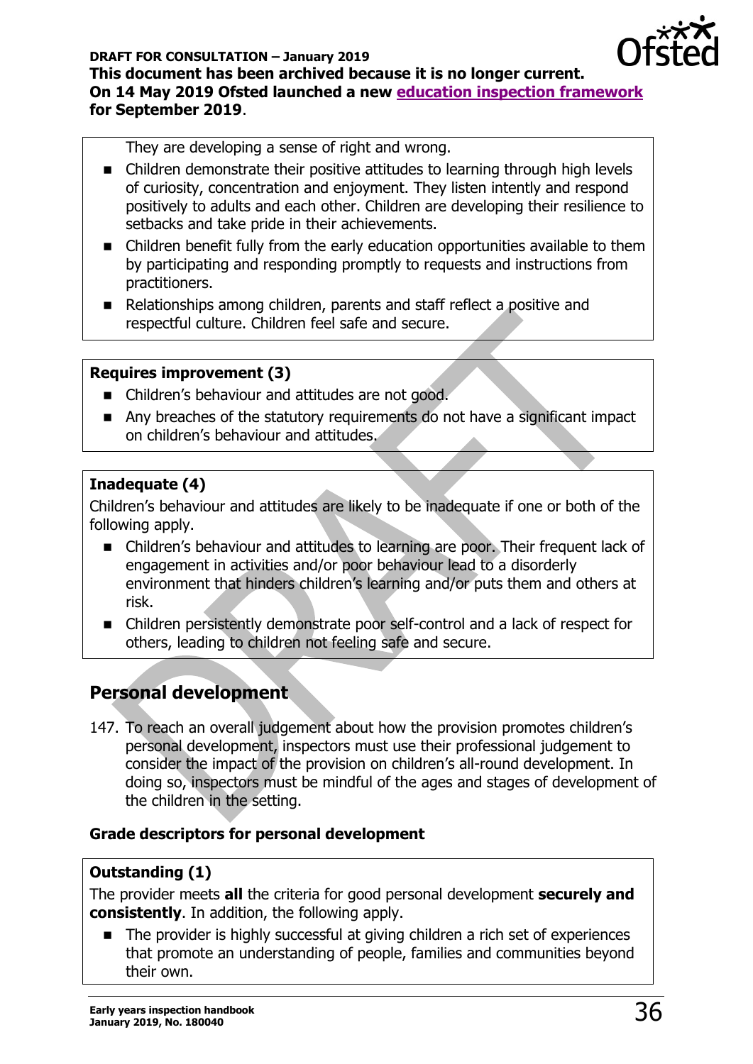They are developing a sense of right and wrong.

- Children demonstrate their positive attitudes to learning through high levels of curiosity, concentration and enjoyment. They listen intently and respond positively to adults and each other. Children are developing their resilience to setbacks and take pride in their achievements.
- Children benefit fully from the early education opportunities available to them by participating and responding promptly to requests and instructions from practitioners.
- Relationships among children, parents and staff reflect a positive and respectful culture. Children feel safe and secure.

**Requires improvement (3)**

- Children's behaviour and attitudes are not good.
- Any breaches of the statutory requirements do not have a significant impact on children's behaviour and attitudes.

**Inadequate (4)**

Children's behaviour and attitudes are likely to be inadequate if one or both of the following apply.

- Children's behaviour and attitudes to learning are poor. Their frequent lack of engagement in activities and/or poor behaviour lead to a disorderly environment that hinders children's learning and/or puts them and others at risk.
- Children persistently demonstrate poor self-control and a lack of respect for others, leading to children not feeling safe and secure.

## Personal development

147. To reach an overall judgement about how the provision promotes children's personal development, inspectors must use their professional judgement to consider the impact of the provision on children's all-round development. In doing so, inspectors must be mindful of the ages and stages of development of the children in the setting.

### Grade descriptors for personal development

**Outstanding (1)**

The provider meets **all** the criteria for good personal development **securely and consistently**. In addition, the following apply.

- The provider is highly successful at giving children a rich set of experiences that promote an understanding of people, families and communities beyond their own.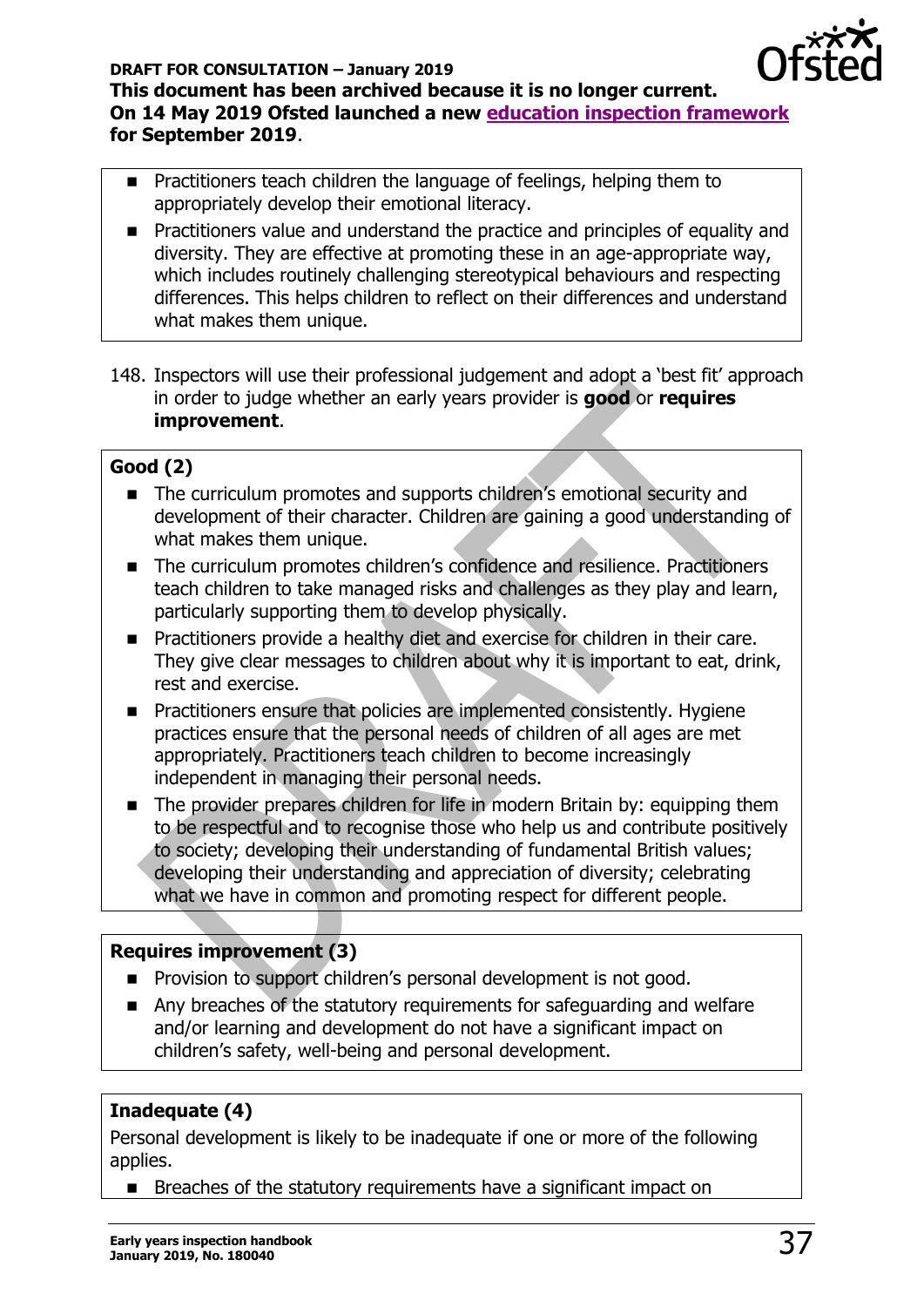- Practitioners teach children the language of feelings, helping them to appropriately develop their emotional literacy.
- Practitioners value and understand the practice and principles of equality and diversity. They are effective at promoting these in an age-appropriate way, which includes routinely challenging stereotypical behaviours and respecting differences. This helps children to reflect on their differences and understand what makes them unique.

148. Inspectors will use their professional judgement and adopt a 'best fit' approach in order to judge whether an early years provider is **good** or **requires improvement**.

**Good (2)**

- The curriculum promotes and supports children's emotional security and development of their character. Children are gaining a good understanding of what makes them unique.
- The curriculum promotes children's confidence and resilience. Practitioners teach children to take managed risks and challenges as they play and learn, particularly supporting them to develop physically.
- Practitioners provide a healthy diet and exercise for children in their care. They give clear messages to children about why it is important to eat, drink, rest and exercise.
- Practitioners ensure that policies are implemented consistently. Hygiene practices ensure that the personal needs of children of all ages are met appropriately. Practitioners teach children to become increasingly independent in managing their personal needs.
- The provider prepares children for life in modern Britain by: equipping them to be respectful and to recognise those who help us and contribute positively to society; developing their understanding of fundamental British values; developing their understanding and appreciation of diversity; celebrating what we have in common and promoting respect for different people.

**Requires improvement (3)**

- Provision to support children's personal development is not good.
- Any breaches of the statutory requirements for safeguarding and welfare and/or learning and development do not have a significant impact on children's safety, well-being and personal development.

**Inadequate (4)**

Personal development is likely to be inadequate if one or more of the following applies.

- Breaches of the statutory requirements have a significant impact on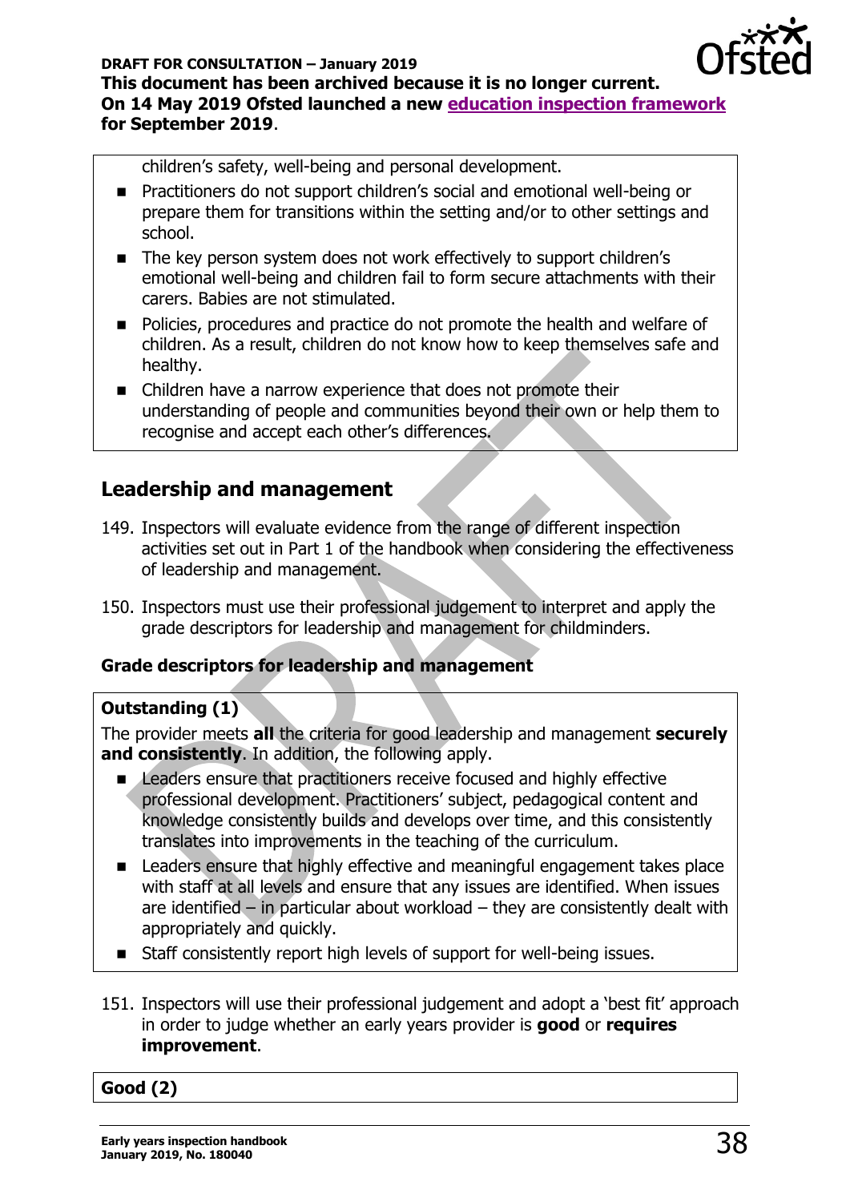children's safety, well-being and personal development.

- Practitioners do not support children's social and emotional well-being or prepare them for transitions within the setting and/or to other settings and school.
- The key person system does not work effectively to support children's emotional well-being and children fail to form secure attachments with their carers. Babies are not stimulated.
- Policies, procedures and practice do not promote the health and welfare of children. As a result, children do not know how to keep themselves safe and healthy.
- Children have a narrow experience that does not promote their understanding of people and communities beyond their own or help them to recognise and accept each other's differences.

## Leadership and management

149. Inspectors will evaluate evidence from the range of different inspection activities set out in Part 1 of the handbook when considering the effectiveness of leadership and management.

150. Inspectors must use their professional judgement to interpret and apply the grade descriptors for leadership and management for childminders.

### Grade descriptors for leadership and management

**Outstanding (1)**

The provider meets **all** the criteria for good leadership and management **securely and consistently**. In addition, the following apply.

- Leaders ensure that practitioners receive focused and highly effective professional development. Practitioners' subject, pedagogical content and knowledge consistently builds and develops over time, and this consistently translates into improvements in the teaching of the curriculum.
- Leaders ensure that highly effective and meaningful engagement takes place with staff at all levels and ensure that any issues are identified. When issues are identified – in particular about workload – they are consistently dealt with appropriately and quickly.
- Staff consistently report high levels of support for well-being issues.

151. Inspectors will use their professional judgement and adopt a 'best fit' approach in order to judge whether an early years provider is **good** or **requires improvement**.

**Good (2)**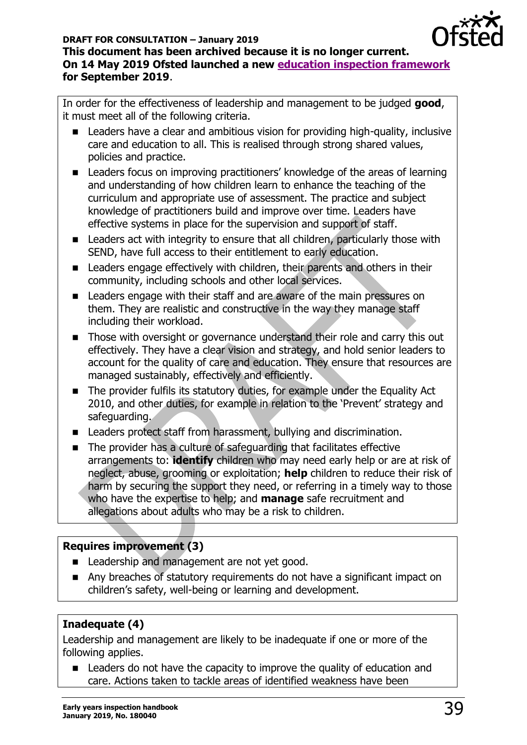In order for the effectiveness of leadership and management to be judged **good**, it must meet all of the following criteria.

- Leaders have a clear and ambitious vision for providing high-quality, inclusive care and education to all. This is realised through strong shared values, policies and practice.
- Leaders focus on improving practitioners' knowledge of the areas of learning and understanding of how children learn to enhance the teaching of the curriculum and appropriate use of assessment. The practice and subject knowledge of practitioners build and improve over time. Leaders have effective systems in place for the supervision and support of staff.
- Leaders act with integrity to ensure that all children, particularly those with SEND, have full access to their entitlement to early education.
- Leaders engage effectively with children, their parents and others in their community, including schools and other local services.
- Leaders engage with their staff and are aware of the main pressures on them. They are realistic and constructive in the way they manage staff including their workload.
- Those with oversight or governance understand their role and carry this out effectively. They have a clear vision and strategy, and hold senior leaders to account for the quality of care and education. They ensure that resources are managed sustainably, effectively and efficiently.
- The provider fulfils its statutory duties, for example under the Equality Act 2010, and other duties, for example in relation to the 'Prevent' strategy and safeguarding.
- Leaders protect staff from harassment, bullying and discrimination.
- The provider has a culture of safeguarding that facilitates effective arrangements to: **identify** children who may need early help or are at risk of neglect, abuse, grooming or exploitation; **help** children to reduce their risk of harm by securing the support they need, or referring in a timely way to those who have the expertise to help; and **manage** safe recruitment and allegations about adults who may be a risk to children.

**Requires improvement (3)**

- Leadership and management are not yet good.
- Any breaches of statutory requirements do not have a significant impact on children's safety, well-being or learning and development.

**Inadequate (4)**

Leadership and management are likely to be inadequate if one or more of the following applies.

- Leaders do not have the capacity to improve the quality of education and care. Actions taken to tackle areas of identified weakness have been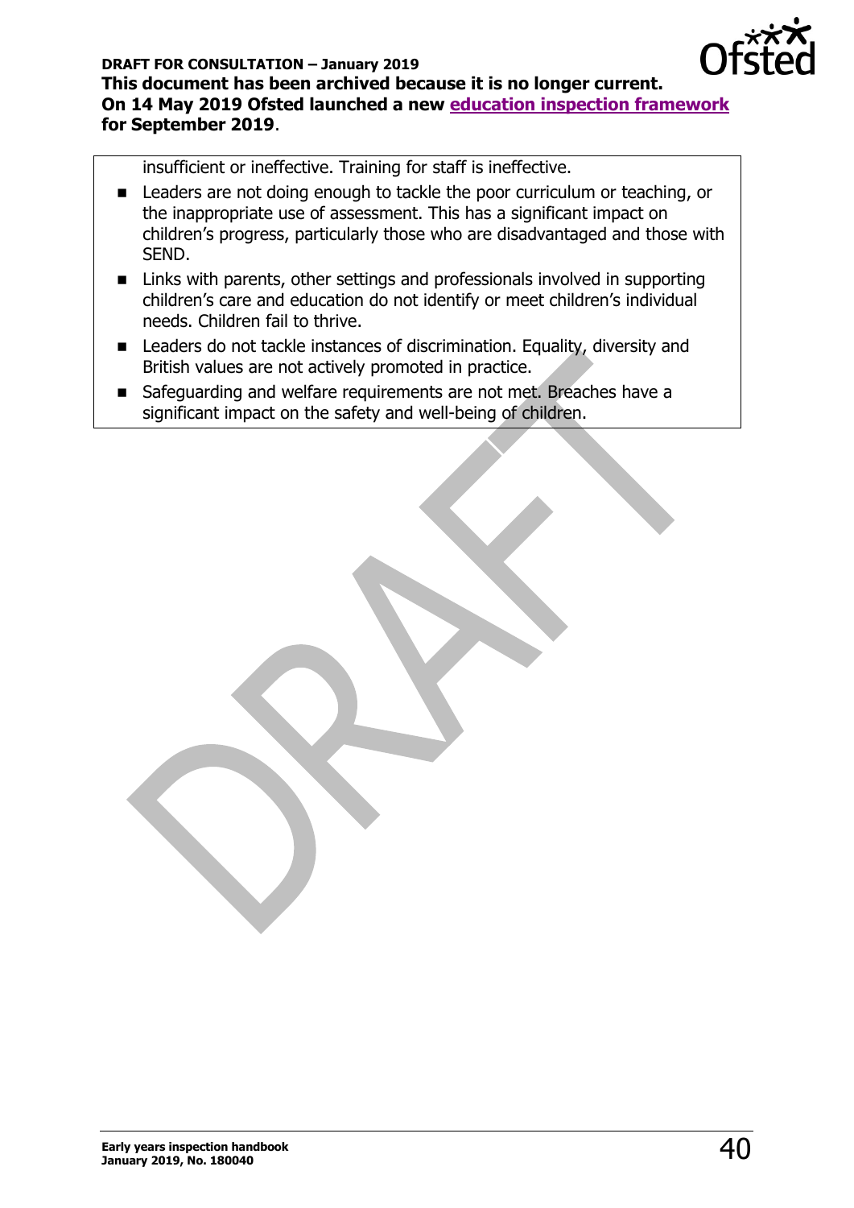insufficient or ineffective. Training for staff is ineffective.

- Leaders are not doing enough to tackle the poor curriculum or teaching, or the inappropriate use of assessment. This has a significant impact on children's progress, particularly those who are disadvantaged and those with SEND.
- Links with parents, other settings and professionals involved in supporting children's care and education do not identify or meet children's individual needs. Children fail to thrive.
- Leaders do not tackle instances of discrimination. Equality, diversity and British values are not actively promoted in practice.
- Safeguarding and welfare requirements are not met. Breaches have a significant impact on the safety and well-being of children.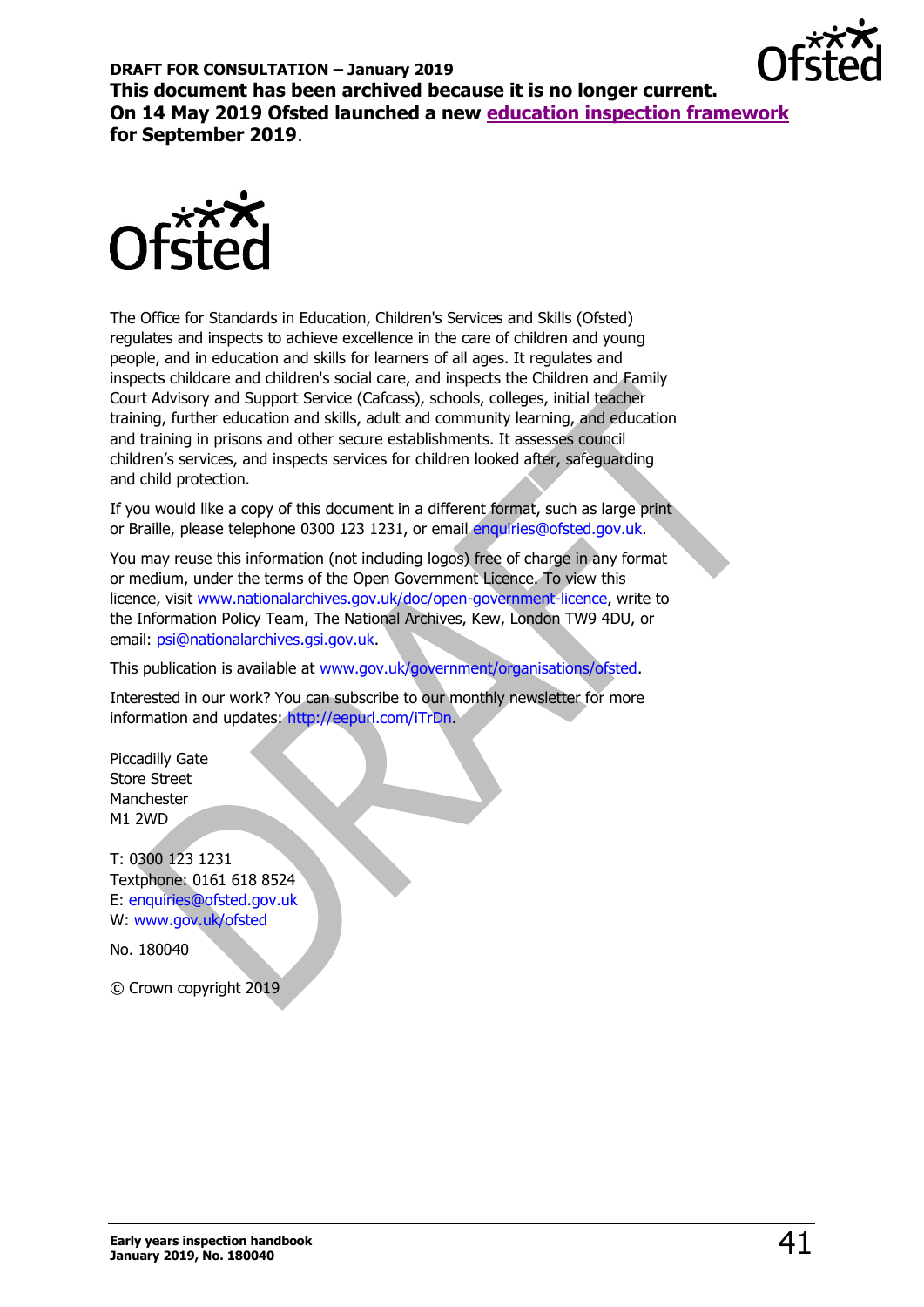**DRAFT FOR CONSULTATION – January 2019**

**This document has been archived because it is no longer current. On 14 May 2019 Ofsted launched a new education inspection framework for September 2019.**

The Office for Standards in Education, Children's Services and Skills (Ofsted) regulates and inspects to achieve excellence in the care of children and young people, and in education and skills for learners of all ages. It regulates and inspects childcare and children's social care, and inspects the Children and Family Court Advisory and Support Service (Cafcass), schools, colleges, initial teacher training, further education and skills, adult and community learning, and education and training in prisons and other secure establishments. It assesses council children's services, and inspects services for children looked after, safeguarding and child protection.

If you would like a copy of this document in a different format, such as large print or Braille, please telephone 0300 123 1231, or email enquiries@ofsted.gov.uk.

You may reuse this information (not including logos) free of charge in any format or medium, under the terms of the Open Government Licence. To view this licence, visit www.nationalarchives.gov.uk/doc/open-government-licence, write to the Information Policy Team, The National Archives, Kew, London TW9 4DU, or email: psi@nationalarchives.gsi.gov.uk.

This publication is available at www.gov.uk/government/organisations/ofsted.

Interested in our work? You can subscribe to our monthly newsletter for more information and updates: http://eepurl.com/iTrDn.

Piccadilly Gate
Store Street
Manchester
M1 2WD

T: 0300 123 1231
Textphone: 0161 618 8524
E: enquiries@ofsted.gov.uk
W: www.gov.uk/ofsted

No. 180040

© Crown copyright 2019